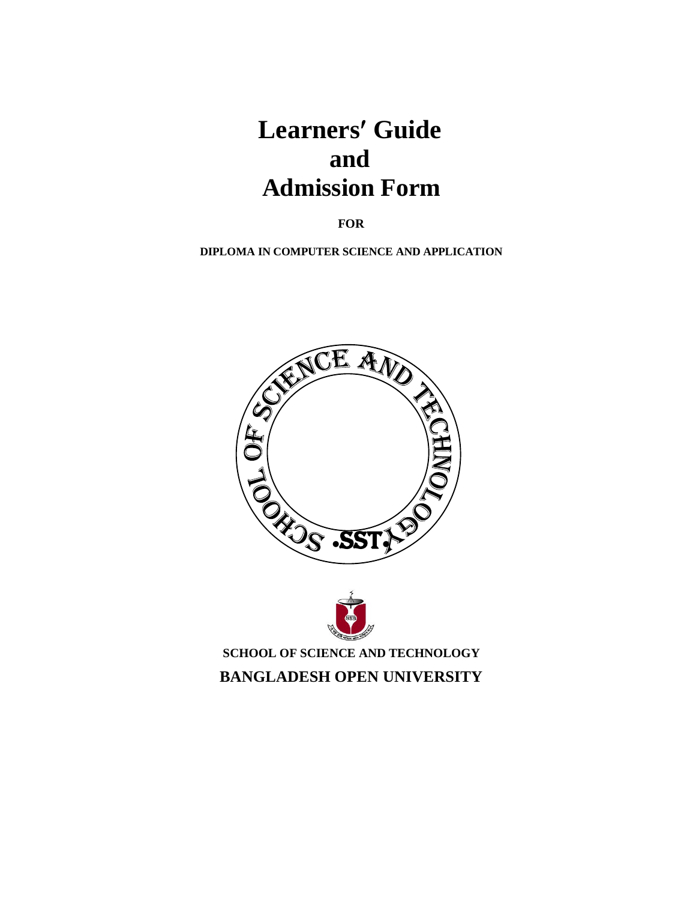# Learners′ Guide
# and
# Admission Form

**FOR**

**DIPLOMA IN COMPUTER SCIENCE AND APPLICATION**

**SCHOOL OF SCIENCE AND TECHNOLOGY**

**BANGLADESH OPEN UNIVERSITY**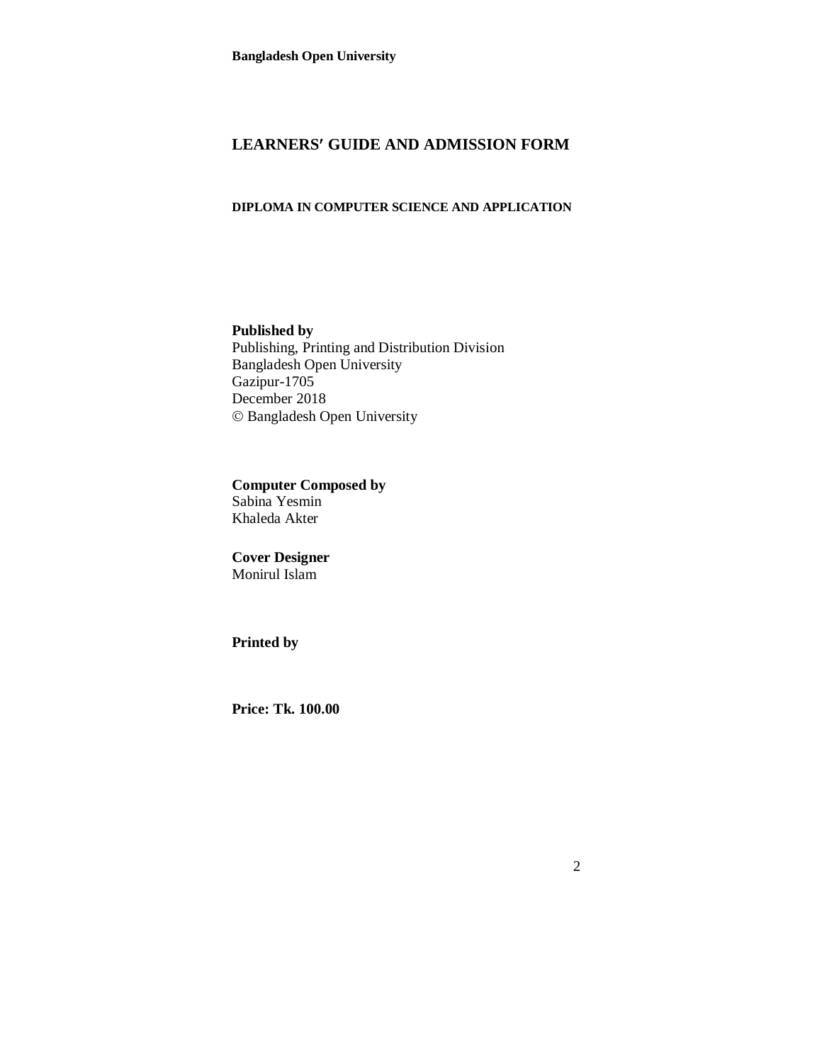**Bangladesh Open University**

# LEARNERS′ GUIDE AND ADMISSION FORM

## DIPLOMA IN COMPUTER SCIENCE AND APPLICATION

**Published by**
Publishing, Printing and Distribution Division
Bangladesh Open University
Gazipur-1705
December 2018
© Bangladesh Open University

**Computer Composed by**
Sabina Yesmin
Khaleda Akter

**Cover Designer**
Monirul Islam

**Printed by**

**Price: Tk. 100.00**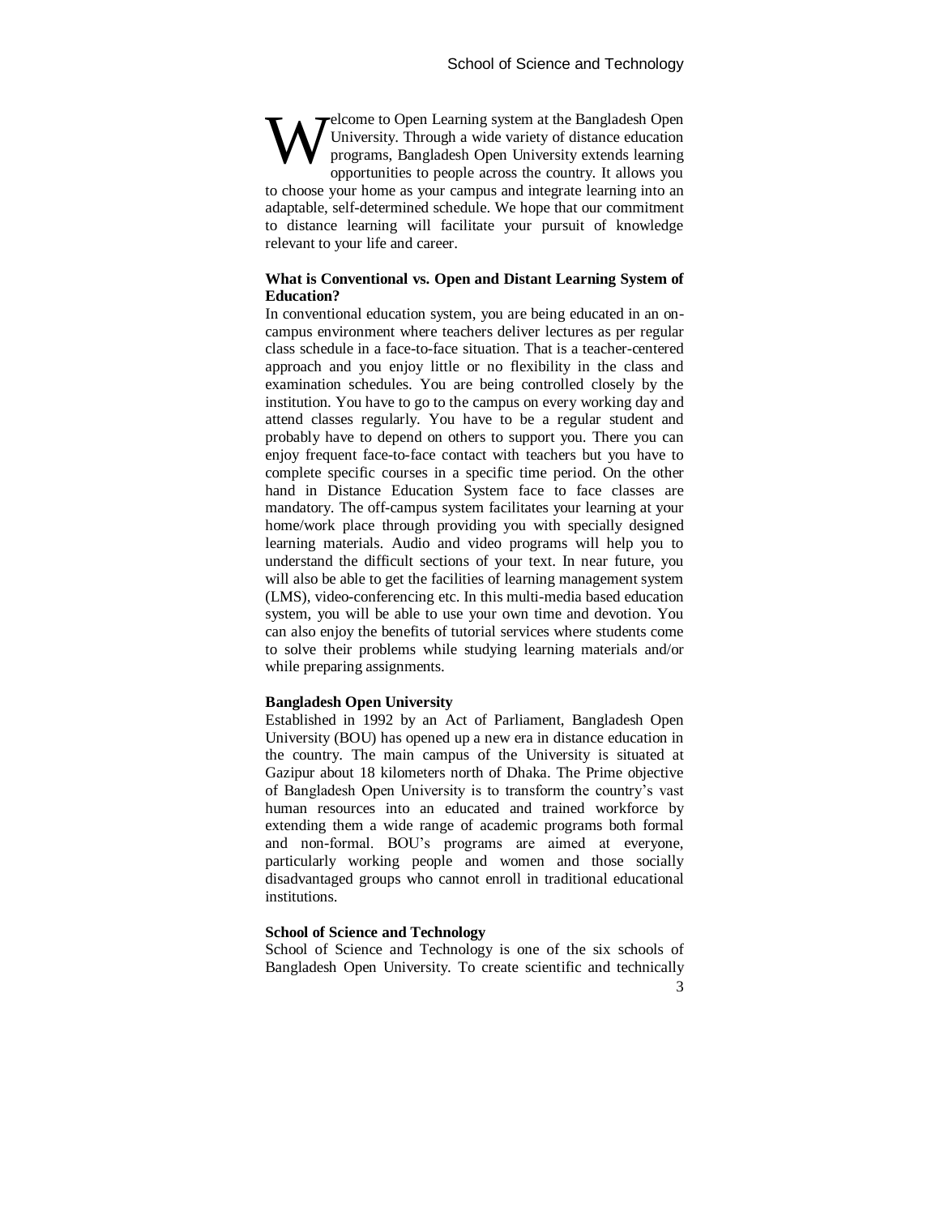Welcome to Open Learning system at the Bangladesh Open University. Through a wide variety of distance education programs, Bangladesh Open University extends learning opportunities to people across the country. It allows you to choose your home as your campus and integrate learning into an adaptable, self-determined schedule. We hope that our commitment to distance learning will facilitate your pursuit of knowledge relevant to your life and career.

**What is Conventional vs. Open and Distant Learning System of Education?**

In conventional education system, you are being educated in an on-campus environment where teachers deliver lectures as per regular class schedule in a face-to-face situation. That is a teacher-centered approach and you enjoy little or no flexibility in the class and examination schedules. You are being controlled closely by the institution. You have to go to the campus on every working day and attend classes regularly. You have to be a regular student and probably have to depend on others to support you. There you can enjoy frequent face-to-face contact with teachers but you have to complete specific courses in a specific time period. On the other hand in Distance Education System face to face classes are mandatory. The off-campus system facilitates your learning at your home/work place through providing you with specially designed learning materials. Audio and video programs will help you to understand the difficult sections of your text. In near future, you will also be able to get the facilities of learning management system (LMS), video-conferencing etc. In this multi-media based education system, you will be able to use your own time and devotion. You can also enjoy the benefits of tutorial services where students come to solve their problems while studying learning materials and/or while preparing assignments.

**Bangladesh Open University**

Established in 1992 by an Act of Parliament, Bangladesh Open University (BOU) has opened up a new era in distance education in the country. The main campus of the University is situated at Gazipur about 18 kilometers north of Dhaka. The Prime objective of Bangladesh Open University is to transform the country's vast human resources into an educated and trained workforce by extending them a wide range of academic programs both formal and non-formal. BOU's programs are aimed at everyone, particularly working people and women and those socially disadvantaged groups who cannot enroll in traditional educational institutions.

**School of Science and Technology**

School of Science and Technology is one of the six schools of Bangladesh Open University. To create scientific and technically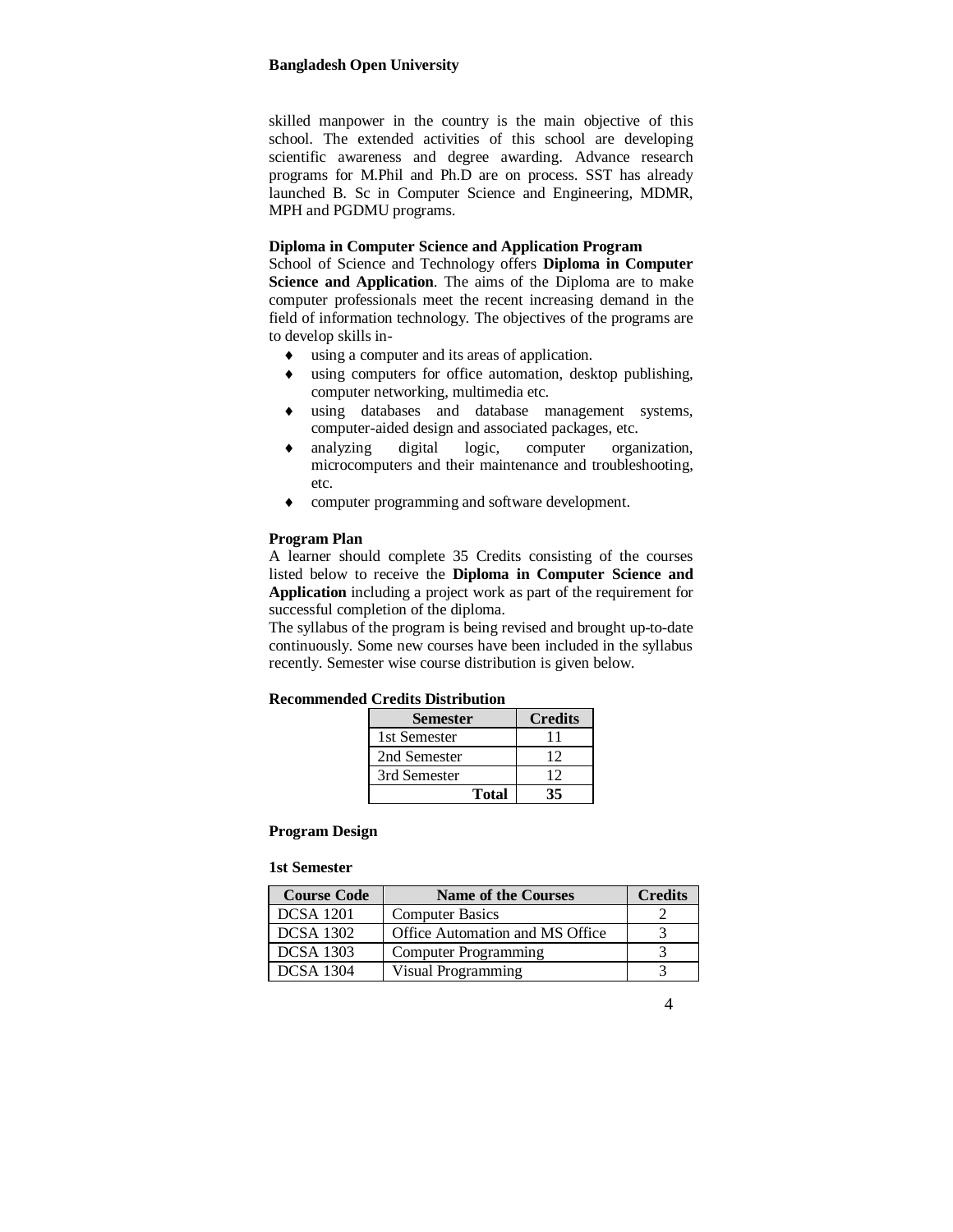skilled manpower in the country is the main objective of this school. The extended activities of this school are developing scientific awareness and degree awarding. Advance research programs for M.Phil and Ph.D are on process. SST has already launched B. Sc in Computer Science and Engineering, MDMR, MPH and PGDMU programs.

### Diploma in Computer Science and Application Program

School of Science and Technology offers **Diploma in Computer Science and Application**. The aims of the Diploma are to make computer professionals meet the recent increasing demand in the field of information technology. The objectives of the programs are to develop skills in-

- using a computer and its areas of application.
- using computers for office automation, desktop publishing, computer networking, multimedia etc.
- using databases and database management systems, computer-aided design and associated packages, etc.
- analyzing digital logic, computer organization, microcomputers and their maintenance and troubleshooting, etc.
- computer programming and software development.

### Program Plan

A learner should complete 35 Credits consisting of the courses listed below to receive the **Diploma in Computer Science and Application** including a project work as part of the requirement for successful completion of the diploma.

The syllabus of the program is being revised and brought up-to-date continuously. Some new courses have been included in the syllabus recently. Semester wise course distribution is given below.

**Recommended Credits Distribution**

| Semester | Credits |
|---|---|
| 1st Semester | 11 |
| 2nd Semester | 12 |
| 3rd Semester | 12 |
| **Total** | **35** |

### Program Design

**1st Semester**

| Course Code | Name of the Courses | Credits |
|---|---|---|
| DCSA 1201 | Computer Basics | 2 |
| DCSA 1302 | Office Automation and MS Office | 3 |
| DCSA 1303 | Computer Programming | 3 |
| DCSA 1304 | Visual Programming | 3 |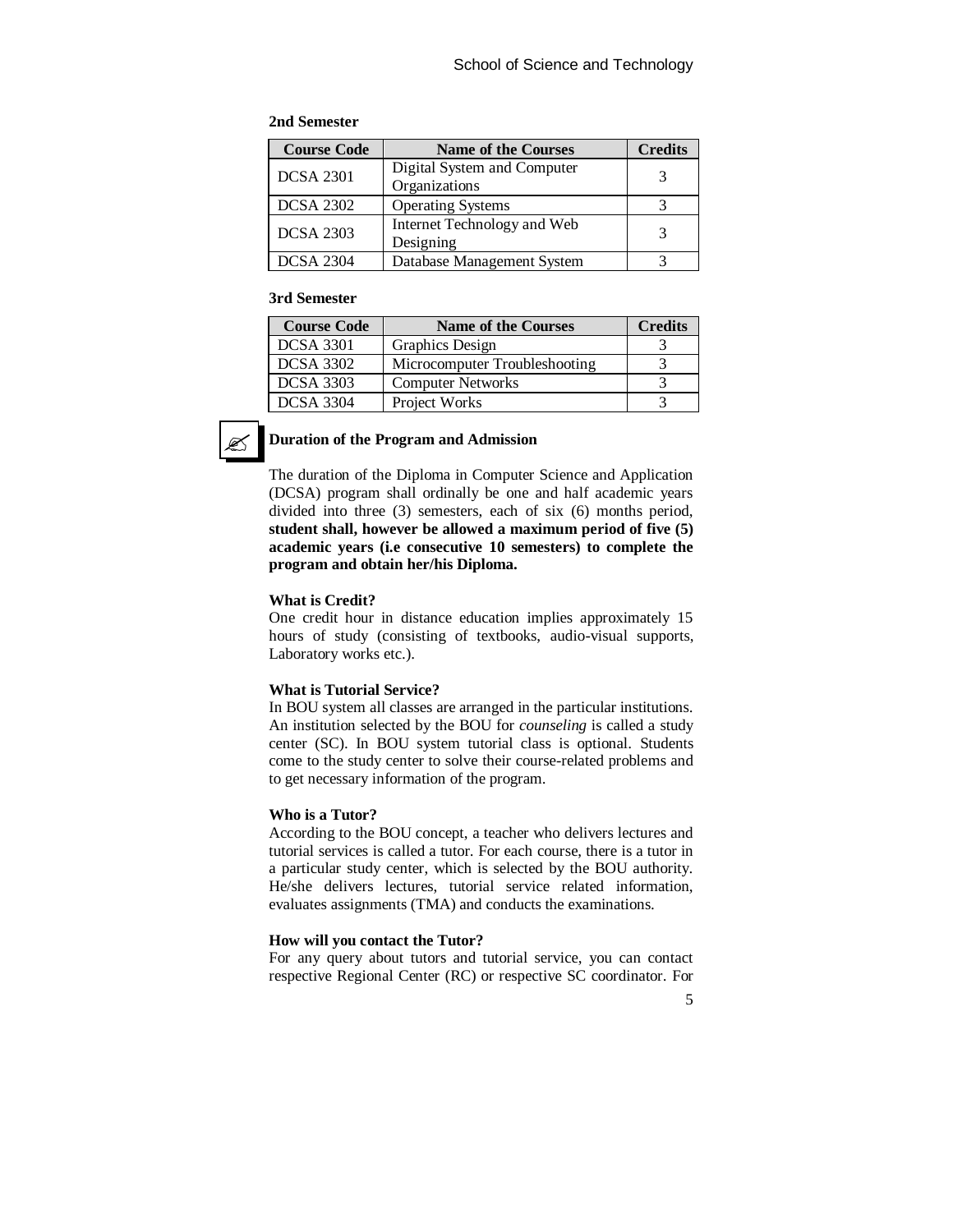**2nd Semester**

| Course Code | Name of the Courses | Credits |
|---|---|---|
| DCSA 2301 | Digital System and Computer Organizations | 3 |
| DCSA 2302 | Operating Systems | 3 |
| DCSA 2303 | Internet Technology and Web Designing | 3 |
| DCSA 2304 | Database Management System | 3 |

**3rd Semester**

| Course Code | Name of the Courses | Credits |
|---|---|---|
| DCSA 3301 | Graphics Design | 3 |
| DCSA 3302 | Microcomputer Troubleshooting | 3 |
| DCSA 3303 | Computer Networks | 3 |
| DCSA 3304 | Project Works | 3 |

**Duration of the Program and Admission**

The duration of the Diploma in Computer Science and Application (DCSA) program shall ordinally be one and half academic years divided into three (3) semesters, each of six (6) months period, **student shall, however be allowed a maximum period of five (5) academic years (i.e consecutive 10 semesters) to complete the program and obtain her/his Diploma.**

**What is Credit?**

One credit hour in distance education implies approximately 15 hours of study (consisting of textbooks, audio-visual supports, Laboratory works etc.).

**What is Tutorial Service?**

In BOU system all classes are arranged in the particular institutions. An institution selected by the BOU for *counseling* is called a study center (SC). In BOU system tutorial class is optional. Students come to the study center to solve their course-related problems and to get necessary information of the program.

**Who is a Tutor?**

According to the BOU concept, a teacher who delivers lectures and tutorial services is called a tutor. For each course, there is a tutor in a particular study center, which is selected by the BOU authority. He/she delivers lectures, tutorial service related information, evaluates assignments (TMA) and conducts the examinations.

**How will you contact the Tutor?**

For any query about tutors and tutorial service, you can contact respective Regional Center (RC) or respective SC coordinator. For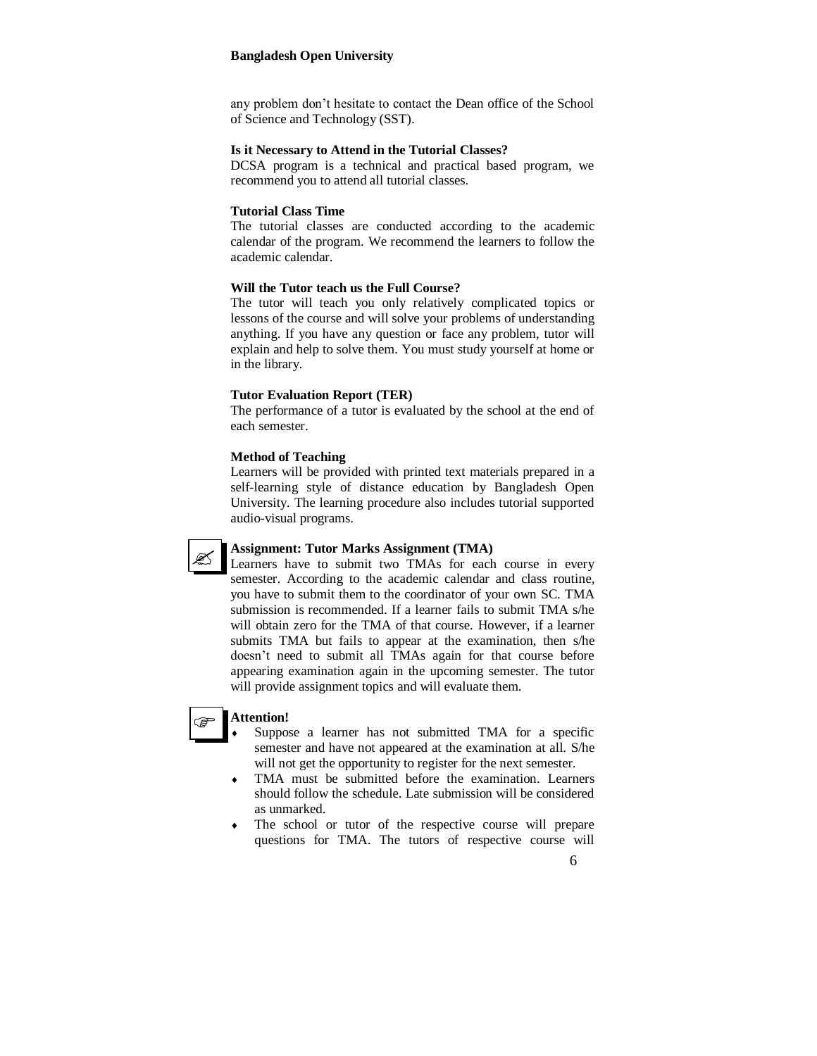any problem don't hesitate to contact the Dean office of the School of Science and Technology (SST).

**Is it Necessary to Attend in the Tutorial Classes?**

DCSA program is a technical and practical based program, we recommend you to attend all tutorial classes.

**Tutorial Class Time**

The tutorial classes are conducted according to the academic calendar of the program. We recommend the learners to follow the academic calendar.

**Will the Tutor teach us the Full Course?**

The tutor will teach you only relatively complicated topics or lessons of the course and will solve your problems of understanding anything. If you have any question or face any problem, tutor will explain and help to solve them. You must study yourself at home or in the library.

**Tutor Evaluation Report (TER)**

The performance of a tutor is evaluated by the school at the end of each semester.

**Method of Teaching**

Learners will be provided with printed text materials prepared in a self-learning style of distance education by Bangladesh Open University. The learning procedure also includes tutorial supported audio-visual programs.

**Assignment: Tutor Marks Assignment (TMA)**

Learners have to submit two TMAs for each course in every semester. According to the academic calendar and class routine, you have to submit them to the coordinator of your own SC. TMA submission is recommended. If a learner fails to submit TMA s/he will obtain zero for the TMA of that course. However, if a learner submits TMA but fails to appear at the examination, then s/he doesn't need to submit all TMAs again for that course before appearing examination again in the upcoming semester. The tutor will provide assignment topics and will evaluate them.

**Attention!**

- Suppose a learner has not submitted TMA for a specific semester and have not appeared at the examination at all. S/he will not get the opportunity to register for the next semester.
- TMA must be submitted before the examination. Learners should follow the schedule. Late submission will be considered as unmarked.
- The school or tutor of the respective course will prepare questions for TMA. The tutors of respective course will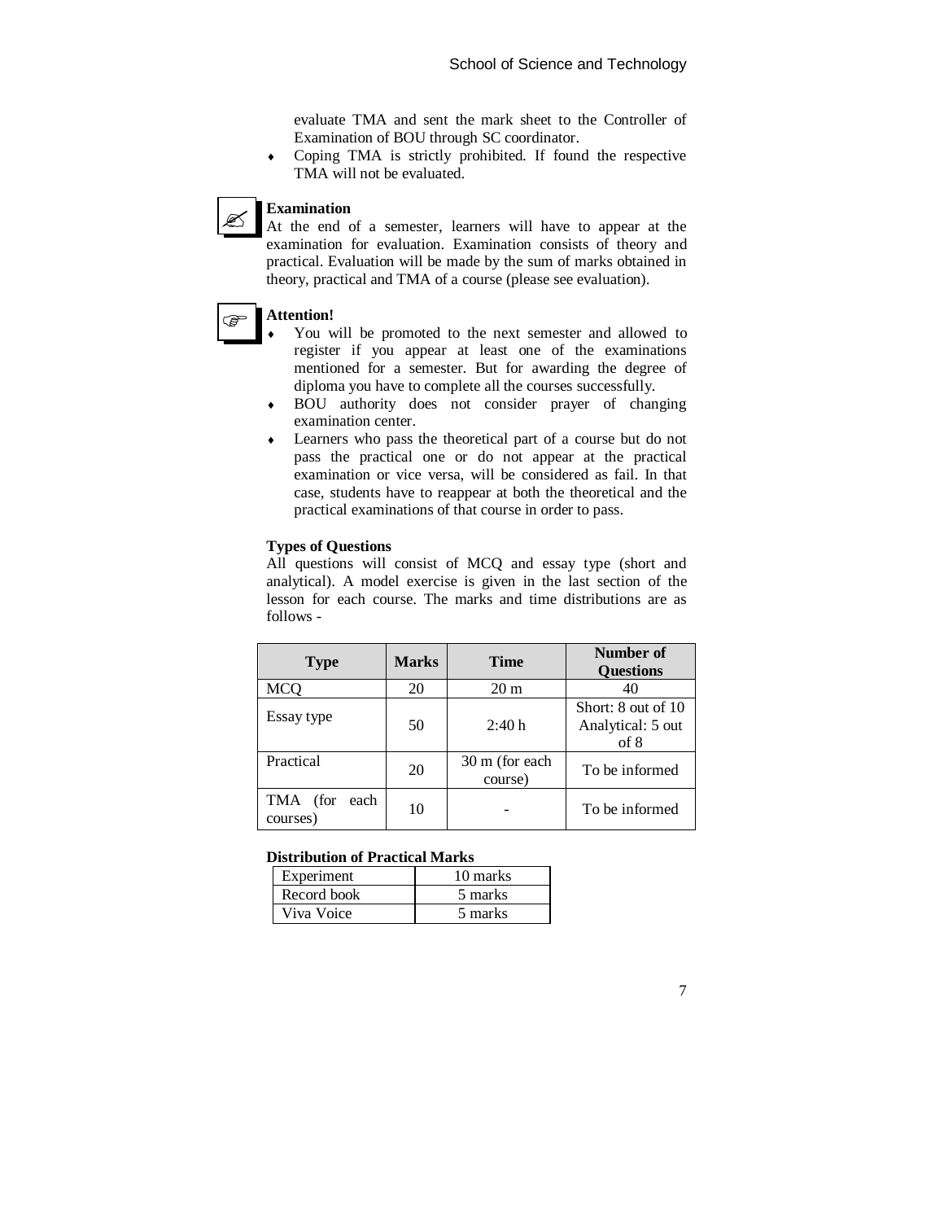evaluate TMA and sent the mark sheet to the Controller of Examination of BOU through SC coordinator.

- Coping TMA is strictly prohibited. If found the respective TMA will not be evaluated.

**Examination**

At the end of a semester, learners will have to appear at the examination for evaluation. Examination consists of theory and practical. Evaluation will be made by the sum of marks obtained in theory, practical and TMA of a course (please see evaluation).

**Attention!**

- You will be promoted to the next semester and allowed to register if you appear at least one of the examinations mentioned for a semester. But for awarding the degree of diploma you have to complete all the courses successfully.
- BOU authority does not consider prayer of changing examination center.
- Learners who pass the theoretical part of a course but do not pass the practical one or do not appear at the practical examination or vice versa, will be considered as fail. In that case, students have to reappear at both the theoretical and the practical examinations of that course in order to pass.

**Types of Questions**

All questions will consist of MCQ and essay type (short and analytical). A model exercise is given in the last section of the lesson for each course. The marks and time distributions are as follows -

| Type | Marks | Time | Number of Questions |
|---|---|---|---|
| MCQ | 20 | 20 m | 40 |
| Essay type | 50 | 2:40 h | Short: 8 out of 10<br>Analytical: 5 out of 8 |
| Practical | 20 | 30 m (for each course) | To be informed |
| TMA (for each courses) | 10 | - | To be informed |

**Distribution of Practical Marks**

| Experiment | 10 marks |
|---|---|
| Record book | 5 marks |
| Viva Voice | 5 marks |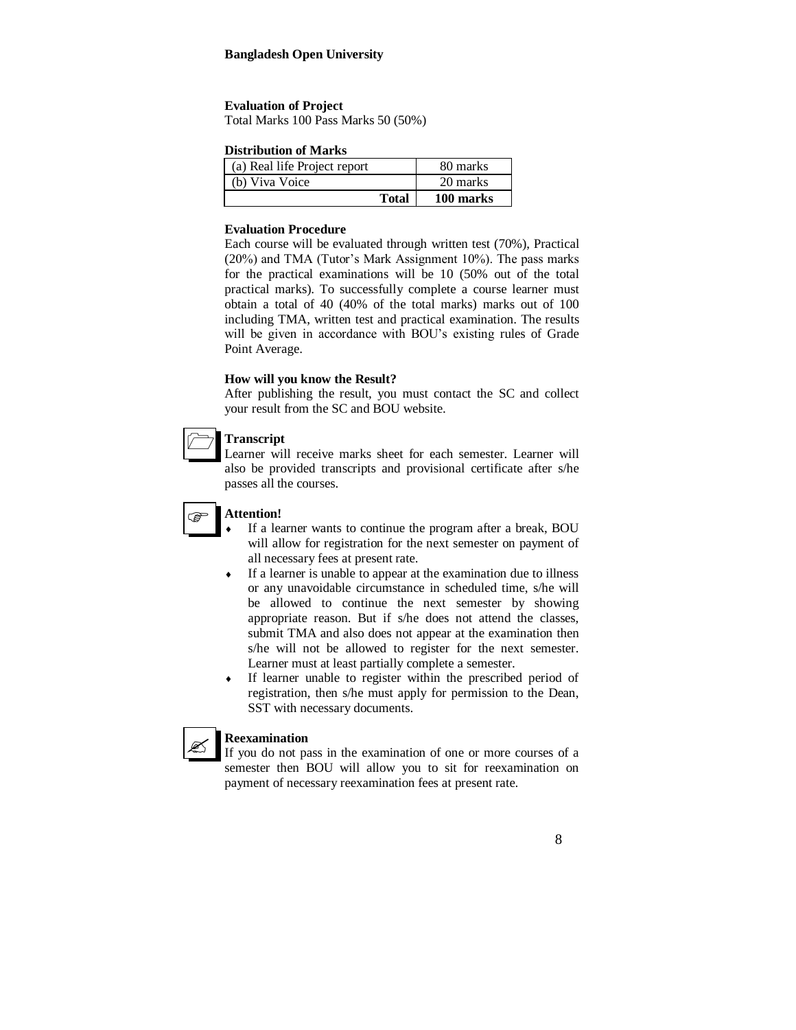### Evaluation of Project

Total Marks 100 Pass Marks 50 (50%)

### Distribution of Marks

| | |
|---|---|
| (a) Real life Project report | 80 marks |
| (b) Viva Voice | 20 marks |
| **Total** | **100 marks** |

### Evaluation Procedure

Each course will be evaluated through written test (70%), Practical (20%) and TMA (Tutor's Mark Assignment 10%). The pass marks for the practical examinations will be 10 (50% out of the total practical marks). To successfully complete a course learner must obtain a total of 40 (40% of the total marks) marks out of 100 including TMA, written test and practical examination. The results will be given in accordance with BOU's existing rules of Grade Point Average.

### How will you know the Result?

After publishing the result, you must contact the SC and collect your result from the SC and BOU website.

### Transcript

Learner will receive marks sheet for each semester. Learner will also be provided transcripts and provisional certificate after s/he passes all the courses.

### Attention!

- If a learner wants to continue the program after a break, BOU will allow for registration for the next semester on payment of all necessary fees at present rate.
- If a learner is unable to appear at the examination due to illness or any unavoidable circumstance in scheduled time, s/he will be allowed to continue the next semester by showing appropriate reason. But if s/he does not attend the classes, submit TMA and also does not appear at the examination then s/he will not be allowed to register for the next semester. Learner must at least partially complete a semester.
- If learner unable to register within the prescribed period of registration, then s/he must apply for permission to the Dean, SST with necessary documents.

### Reexamination

If you do not pass in the examination of one or more courses of a semester then BOU will allow you to sit for reexamination on payment of necessary reexamination fees at present rate.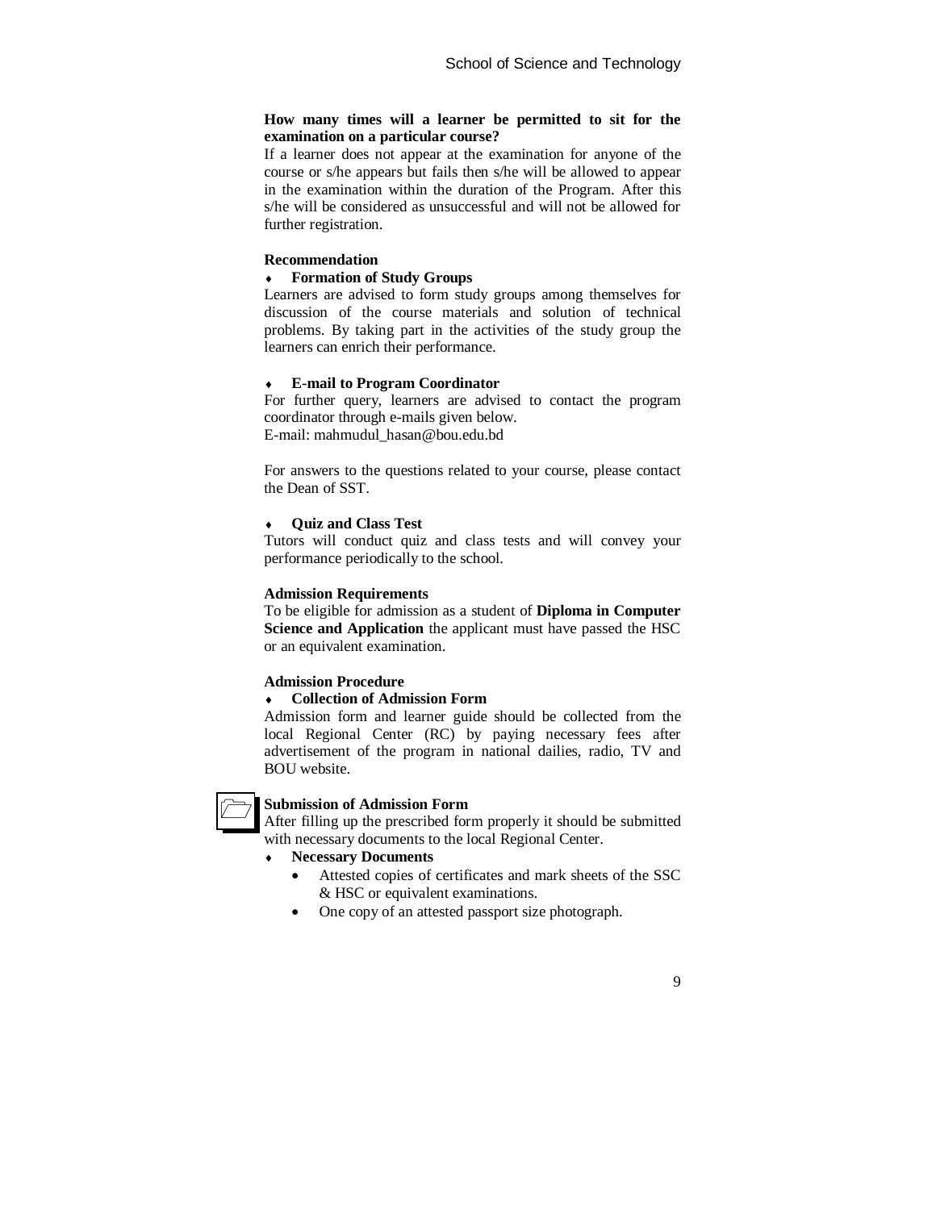**How many times will a learner be permitted to sit for the examination on a particular course?**

If a learner does not appear at the examination for anyone of the course or s/he appears but fails then s/he will be allowed to appear in the examination within the duration of the Program. After this s/he will be considered as unsuccessful and will not be allowed for further registration.

**Recommendation**

- **Formation of Study Groups**

Learners are advised to form study groups among themselves for discussion of the course materials and solution of technical problems. By taking part in the activities of the study group the learners can enrich their performance.

- **E-mail to Program Coordinator**

For further query, learners are advised to contact the program coordinator through e-mails given below.
E-mail: mahmudul_hasan@bou.edu.bd

For answers to the questions related to your course, please contact the Dean of SST.

- **Quiz and Class Test**

Tutors will conduct quiz and class tests and will convey your performance periodically to the school.

**Admission Requirements**

To be eligible for admission as a student of **Diploma in Computer Science and Application** the applicant must have passed the HSC or an equivalent examination.

**Admission Procedure**

- **Collection of Admission Form**

Admission form and learner guide should be collected from the local Regional Center (RC) by paying necessary fees after advertisement of the program in national dailies, radio, TV and BOU website.

**Submission of Admission Form**

After filling up the prescribed form properly it should be submitted with necessary documents to the local Regional Center.

- **Necessary Documents**
  - Attested copies of certificates and mark sheets of the SSC & HSC or equivalent examinations.
  - One copy of an attested passport size photograph.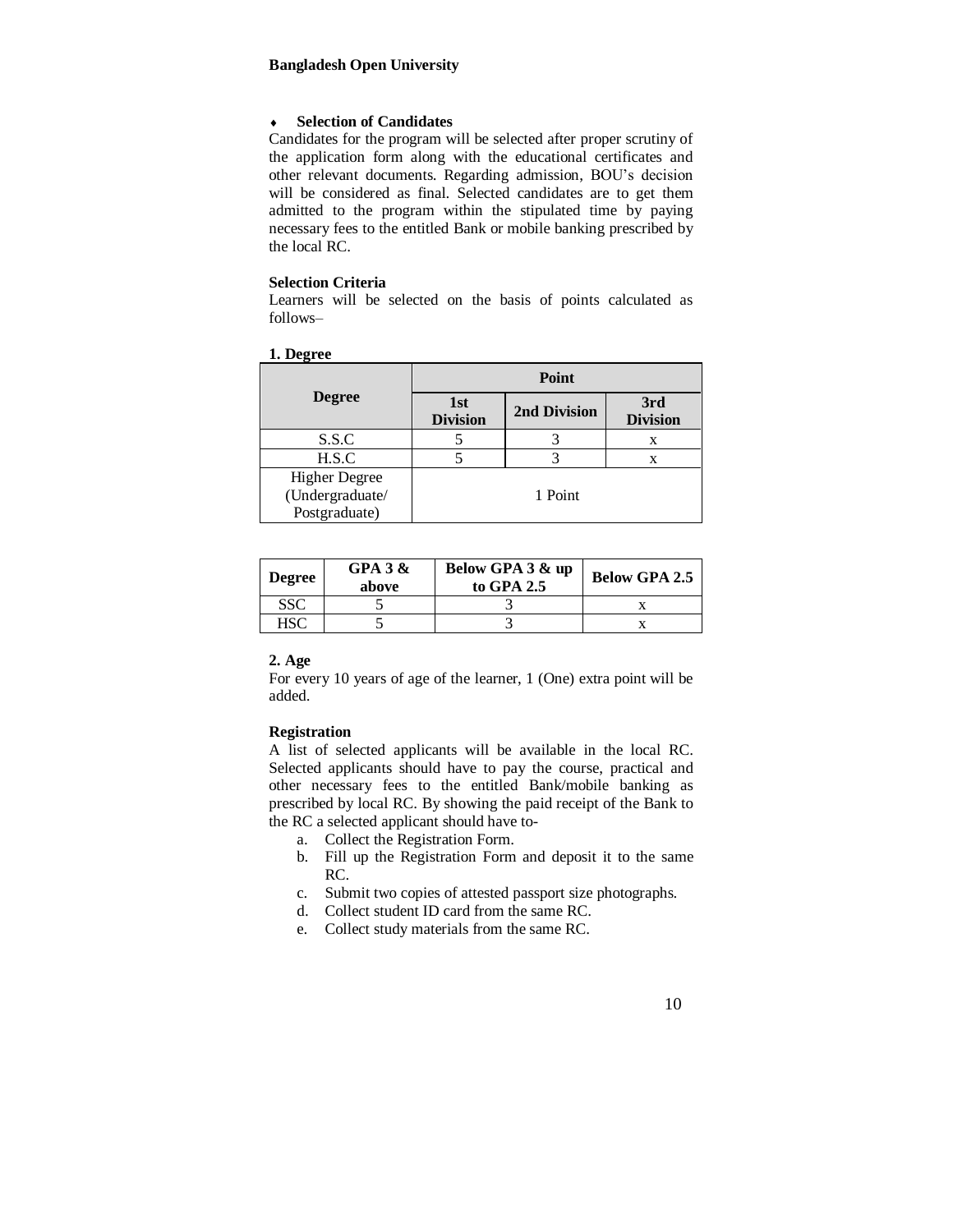- **Selection of Candidates**

Candidates for the program will be selected after proper scrutiny of the application form along with the educational certificates and other relevant documents. Regarding admission, BOU's decision will be considered as final. Selected candidates are to get them admitted to the program within the stipulated time by paying necessary fees to the entitled Bank or mobile banking prescribed by the local RC.

**Selection Criteria**

Learners will be selected on the basis of points calculated as follows–

**1. Degree**

| Degree | Point | | |
|---|---|---|---|
| | 1st Division | 2nd Division | 3rd Division |
| S.S.C | 5 | 3 | x |
| H.S.C | 5 | 3 | x |
| Higher Degree (Undergraduate/ Postgraduate) | 1 Point | | |

| Degree | GPA 3 & above | Below GPA 3 & up to GPA 2.5 | Below GPA 2.5 |
|---|---|---|---|
| SSC | 5 | 3 | x |
| HSC | 5 | 3 | x |

**2. Age**

For every 10 years of age of the learner, 1 (One) extra point will be added.

**Registration**

A list of selected applicants will be available in the local RC. Selected applicants should have to pay the course, practical and other necessary fees to the entitled Bank/mobile banking as prescribed by local RC. By showing the paid receipt of the Bank to the RC a selected applicant should have to-

a. Collect the Registration Form.
b. Fill up the Registration Form and deposit it to the same RC.
c. Submit two copies of attested passport size photographs.
d. Collect student ID card from the same RC.
e. Collect study materials from the same RC.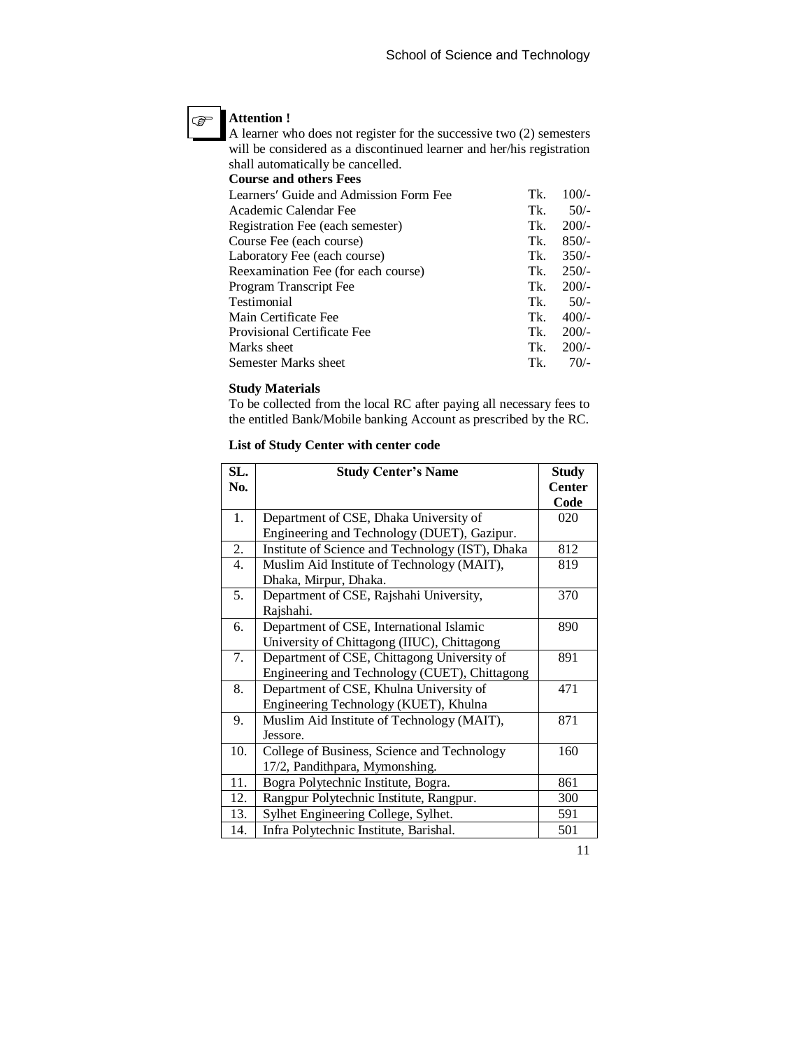**Attention !**

A learner who does not register for the successive two (2) semesters will be considered as a discontinued learner and her/his registration shall automatically be cancelled.

**Course and others Fees**

| | |
|---|---|
| Learners′ Guide and Admission Form Fee | Tk. 100/- |
| Academic Calendar Fee | Tk. 50/- |
| Registration Fee (each semester) | Tk. 200/- |
| Course Fee (each course) | Tk. 850/- |
| Laboratory Fee (each course) | Tk. 350/- |
| Reexamination Fee (for each course) | Tk. 250/- |
| Program Transcript Fee | Tk. 200/- |
| Testimonial | Tk. 50/- |
| Main Certificate Fee | Tk. 400/- |
| Provisional Certificate Fee | Tk. 200/- |
| Marks sheet | Tk. 200/- |
| Semester Marks sheet | Tk. 70/- |

**Study Materials**

To be collected from the local RC after paying all necessary fees to the entitled Bank/Mobile banking Account as prescribed by the RC.

**List of Study Center with center code**

| SL. No. | Study Center's Name | Study Center Code |
|---|---|---|
| 1. | Department of CSE, Dhaka University of Engineering and Technology (DUET), Gazipur. | 020 |
| 2. | Institute of Science and Technology (IST), Dhaka | 812 |
| 4. | Muslim Aid Institute of Technology (MAIT), Dhaka, Mirpur, Dhaka. | 819 |
| 5. | Department of CSE, Rajshahi University, Rajshahi. | 370 |
| 6. | Department of CSE, International Islamic University of Chittagong (IIUC), Chittagong | 890 |
| 7. | Department of CSE, Chittagong University of Engineering and Technology (CUET), Chittagong | 891 |
| 8. | Department of CSE, Khulna University of Engineering Technology (KUET), Khulna | 471 |
| 9. | Muslim Aid Institute of Technology (MAIT), Jessore. | 871 |
| 10. | College of Business, Science and Technology 17/2, Pandithpara, Mymonshing. | 160 |
| 11. | Bogra Polytechnic Institute, Bogra. | 861 |
| 12. | Rangpur Polytechnic Institute, Rangpur. | 300 |
| 13. | Sylhet Engineering College, Sylhet. | 591 |
| 14. | Infra Polytechnic Institute, Barishal. | 501 |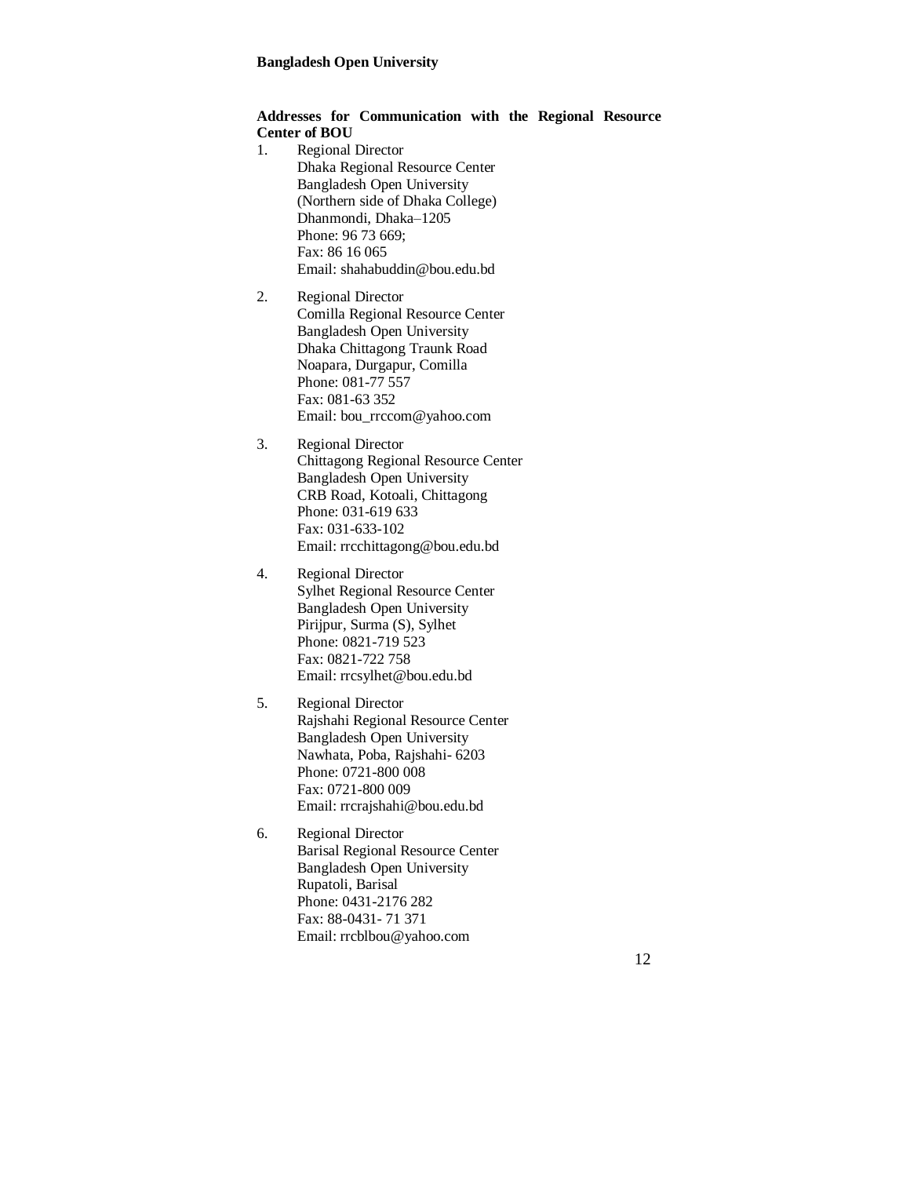**Addresses for Communication with the Regional Resource Center of BOU**

1. Regional Director
   Dhaka Regional Resource Center
   Bangladesh Open University
   (Northern side of Dhaka College)
   Dhanmondi, Dhaka–1205
   Phone: 96 73 669;
   Fax: 86 16 065
   Email: shahabuddin@bou.edu.bd

2. Regional Director
   Comilla Regional Resource Center
   Bangladesh Open University
   Dhaka Chittagong Traunk Road
   Noapara, Durgapur, Comilla
   Phone: 081-77 557
   Fax: 081-63 352
   Email: bou_rrccom@yahoo.com

3. Regional Director
   Chittagong Regional Resource Center
   Bangladesh Open University
   CRB Road, Kotoali, Chittagong
   Phone: 031-619 633
   Fax: 031-633-102
   Email: rrcchittagong@bou.edu.bd

4. Regional Director
   Sylhet Regional Resource Center
   Bangladesh Open University
   Pirijpur, Surma (S), Sylhet
   Phone: 0821-719 523
   Fax: 0821-722 758
   Email: rrcsylhet@bou.edu.bd

5. Regional Director
   Rajshahi Regional Resource Center
   Bangladesh Open University
   Nawhata, Poba, Rajshahi- 6203
   Phone: 0721-800 008
   Fax: 0721-800 009
   Email: rrcrajshahi@bou.edu.bd

6. Regional Director
   Barisal Regional Resource Center
   Bangladesh Open University
   Rupatoli, Barisal
   Phone: 0431-2176 282
   Fax: 88-0431- 71 371
   Email: rrcblbou@yahoo.com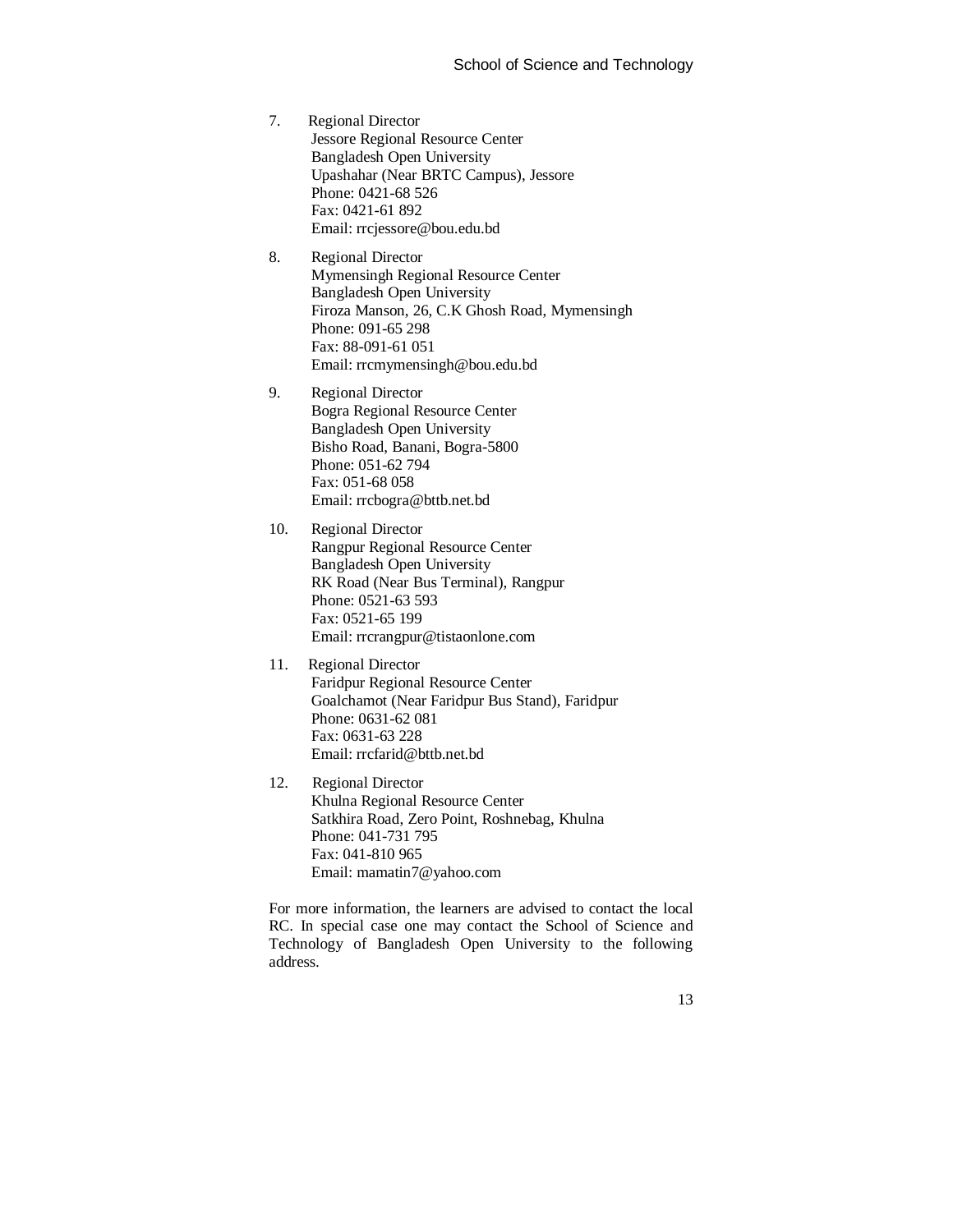7. Regional Director  
   Jessore Regional Resource Center  
   Bangladesh Open University  
   Upashahar (Near BRTC Campus), Jessore  
   Phone: 0421-68 526  
   Fax: 0421-61 892  
   Email: rrcjessore@bou.edu.bd

8. Regional Director  
   Mymensingh Regional Resource Center  
   Bangladesh Open University  
   Firoza Manson, 26, C.K Ghosh Road, Mymensingh  
   Phone: 091-65 298  
   Fax: 88-091-61 051  
   Email: rrcmymensingh@bou.edu.bd

9. Regional Director  
   Bogra Regional Resource Center  
   Bangladesh Open University  
   Bisho Road, Banani, Bogra-5800  
   Phone: 051-62 794  
   Fax: 051-68 058  
   Email: rrcbogra@bttb.net.bd

10. Regional Director  
    Rangpur Regional Resource Center  
    Bangladesh Open University  
    RK Road (Near Bus Terminal), Rangpur  
    Phone: 0521-63 593  
    Fax: 0521-65 199  
    Email: rrcrangpur@tistaonlone.com

11. Regional Director  
    Faridpur Regional Resource Center  
    Goalchamot (Near Faridpur Bus Stand), Faridpur  
    Phone: 0631-62 081  
    Fax: 0631-63 228  
    Email: rrcfarid@bttb.net.bd

12. Regional Director  
    Khulna Regional Resource Center  
    Satkhira Road, Zero Point, Roshnebag, Khulna  
    Phone: 041-731 795  
    Fax: 041-810 965  
    Email: mamatin7@yahoo.com

For more information, the learners are advised to contact the local RC. In special case one may contact the School of Science and Technology of Bangladesh Open University to the following address.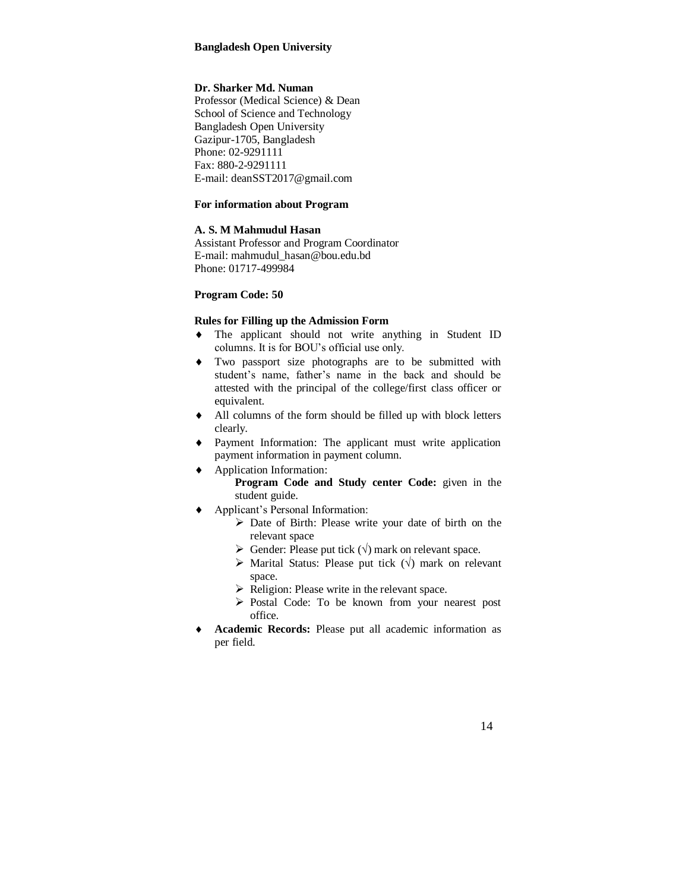**Bangladesh Open University**

**Dr. Sharker Md. Numan**
Professor (Medical Science) & Dean
School of Science and Technology
Bangladesh Open University
Gazipur-1705, Bangladesh
Phone: 02-9291111
Fax: 880-2-9291111
E-mail: deanSST2017@gmail.com

**For information about Program**

**A. S. M Mahmudul Hasan**
Assistant Professor and Program Coordinator
E-mail: mahmudul_hasan@bou.edu.bd
Phone: 01717-499984

**Program Code: 50**

**Rules for Filling up the Admission Form**

- The applicant should not write anything in Student ID columns. It is for BOU's official use only.
- Two passport size photographs are to be submitted with student's name, father's name in the back and should be attested with the principal of the college/first class officer or equivalent.
- All columns of the form should be filled up with block letters clearly.
- Payment Information: The applicant must write application payment information in payment column.
- Application Information:
  **Program Code and Study center Code:** given in the student guide.
- Applicant's Personal Information:
  - Date of Birth: Please write your date of birth on the relevant space
  - Gender: Please put tick (√) mark on relevant space.
  - Marital Status: Please put tick (√) mark on relevant space.
  - Religion: Please write in the relevant space.
  - Postal Code: To be known from your nearest post office.
- **Academic Records:** Please put all academic information as per field.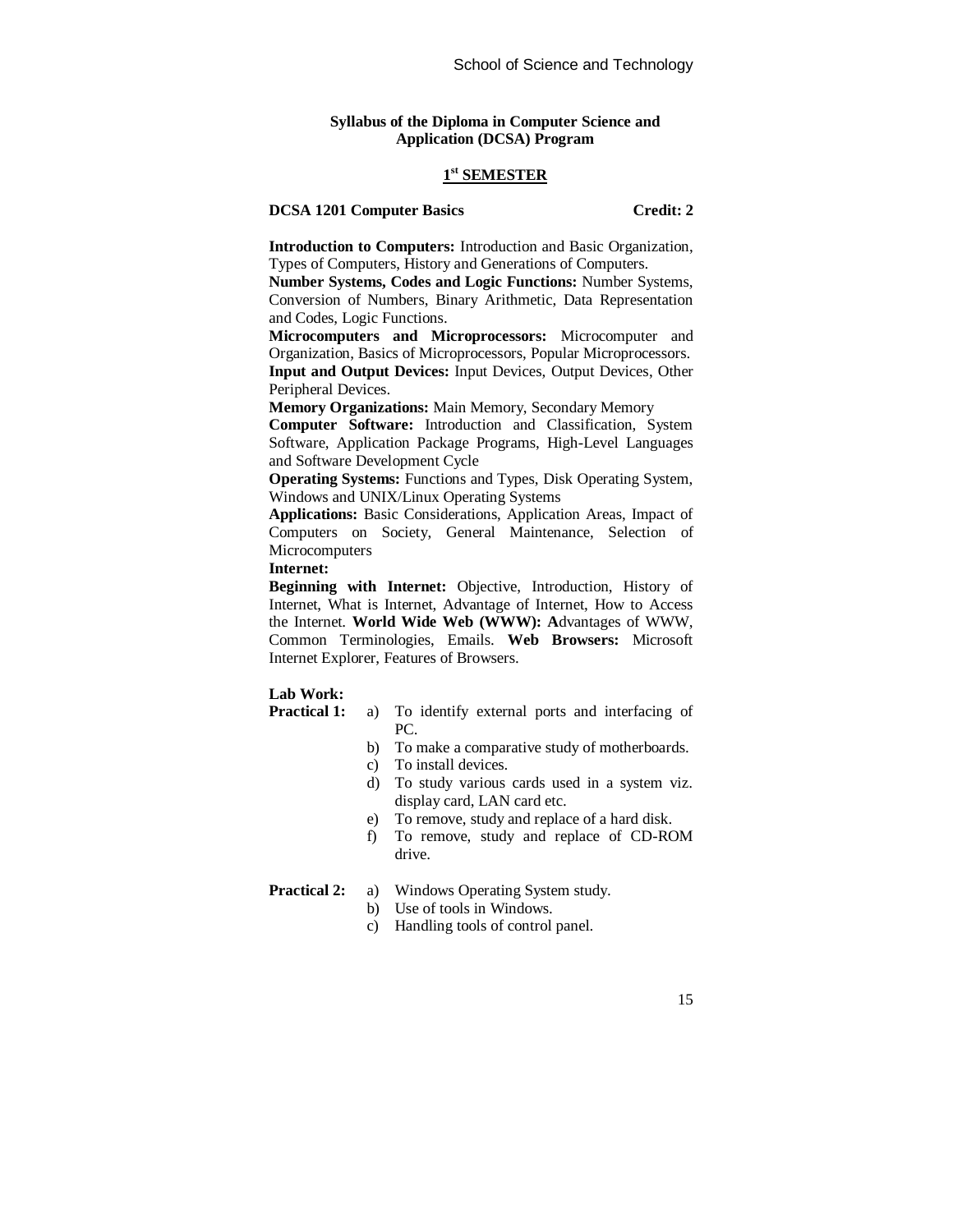## Syllabus of the Diploma in Computer Science and Application (DCSA) Program

### 1st SEMESTER

**DCSA 1201 Computer Basics** **Credit: 2**

**Introduction to Computers:** Introduction and Basic Organization, Types of Computers, History and Generations of Computers.
**Number Systems, Codes and Logic Functions:** Number Systems, Conversion of Numbers, Binary Arithmetic, Data Representation and Codes, Logic Functions.
**Microcomputers and Microprocessors:** Microcomputer and Organization, Basics of Microprocessors, Popular Microprocessors.
**Input and Output Devices:** Input Devices, Output Devices, Other Peripheral Devices.
**Memory Organizations:** Main Memory, Secondary Memory
**Computer Software:** Introduction and Classification, System Software, Application Package Programs, High-Level Languages and Software Development Cycle
**Operating Systems:** Functions and Types, Disk Operating System, Windows and UNIX/Linux Operating Systems
**Applications:** Basic Considerations, Application Areas, Impact of Computers on Society, General Maintenance, Selection of Microcomputers
**Internet:**
**Beginning with Internet:** Objective, Introduction, History of Internet, What is Internet, Advantage of Internet, How to Access the Internet. **World Wide Web (WWW): A**dvantages of WWW, Common Terminologies, Emails. **Web Browsers:** Microsoft Internet Explorer, Features of Browsers.

**Lab Work:**

**Practical 1:**
a) To identify external ports and interfacing of PC.
b) To make a comparative study of motherboards.
c) To install devices.
d) To study various cards used in a system viz. display card, LAN card etc.
e) To remove, study and replace of a hard disk.
f) To remove, study and replace of CD-ROM drive.

**Practical 2:**
a) Windows Operating System study.
b) Use of tools in Windows.
c) Handling tools of control panel.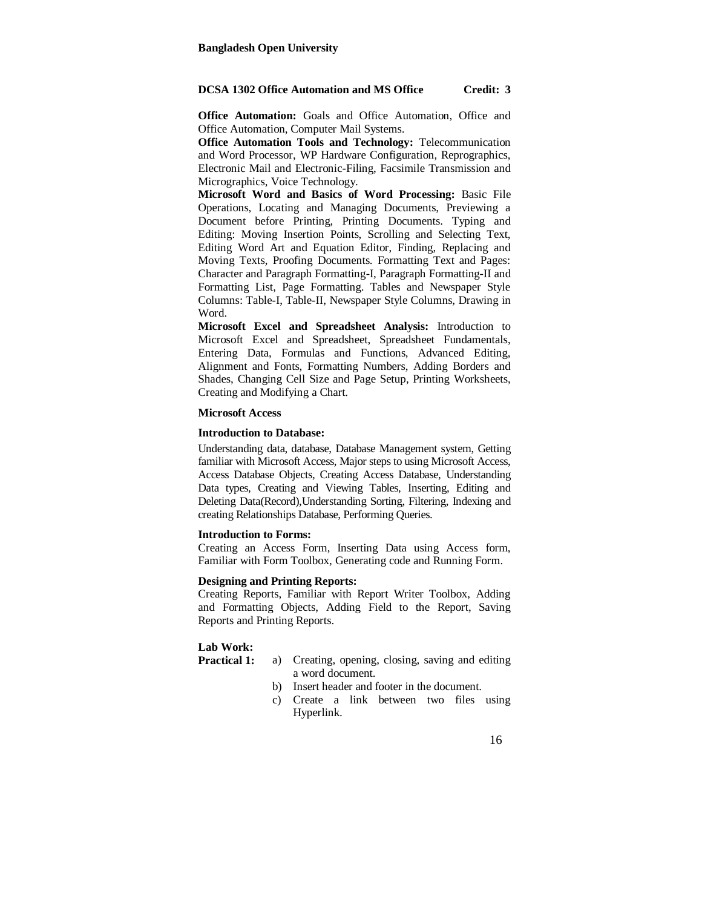## DCSA 1302 Office Automation and MS Office — Credit: 3

**Office Automation:** Goals and Office Automation, Office and Office Automation, Computer Mail Systems.

**Office Automation Tools and Technology:** Telecommunication and Word Processor, WP Hardware Configuration, Reprographics, Electronic Mail and Electronic-Filing, Facsimile Transmission and Micrographics, Voice Technology.

**Microsoft Word and Basics of Word Processing:** Basic File Operations, Locating and Managing Documents, Previewing a Document before Printing, Printing Documents. Typing and Editing: Moving Insertion Points, Scrolling and Selecting Text, Editing Word Art and Equation Editor, Finding, Replacing and Moving Texts, Proofing Documents. Formatting Text and Pages: Character and Paragraph Formatting-I, Paragraph Formatting-II and Formatting List, Page Formatting. Tables and Newspaper Style Columns: Table-I, Table-II, Newspaper Style Columns, Drawing in Word.

**Microsoft Excel and Spreadsheet Analysis:** Introduction to Microsoft Excel and Spreadsheet, Spreadsheet Fundamentals, Entering Data, Formulas and Functions, Advanced Editing, Alignment and Fonts, Formatting Numbers, Adding Borders and Shades, Changing Cell Size and Page Setup, Printing Worksheets, Creating and Modifying a Chart.

**Microsoft Access**

**Introduction to Database:**

Understanding data, database, Database Management system, Getting familiar with Microsoft Access, Major steps to using Microsoft Access, Access Database Objects, Creating Access Database, Understanding Data types, Creating and Viewing Tables, Inserting, Editing and Deleting Data(Record),Understanding Sorting, Filtering, Indexing and creating Relationships Database, Performing Queries.

**Introduction to Forms:**

Creating an Access Form, Inserting Data using Access form, Familiar with Form Toolbox, Generating code and Running Form.

**Designing and Printing Reports:**

Creating Reports, Familiar with Report Writer Toolbox, Adding and Formatting Objects, Adding Field to the Report, Saving Reports and Printing Reports.

**Lab Work:**

**Practical 1:**

a) Creating, opening, closing, saving and editing a word document.
b) Insert header and footer in the document.
c) Create a link between two files using Hyperlink.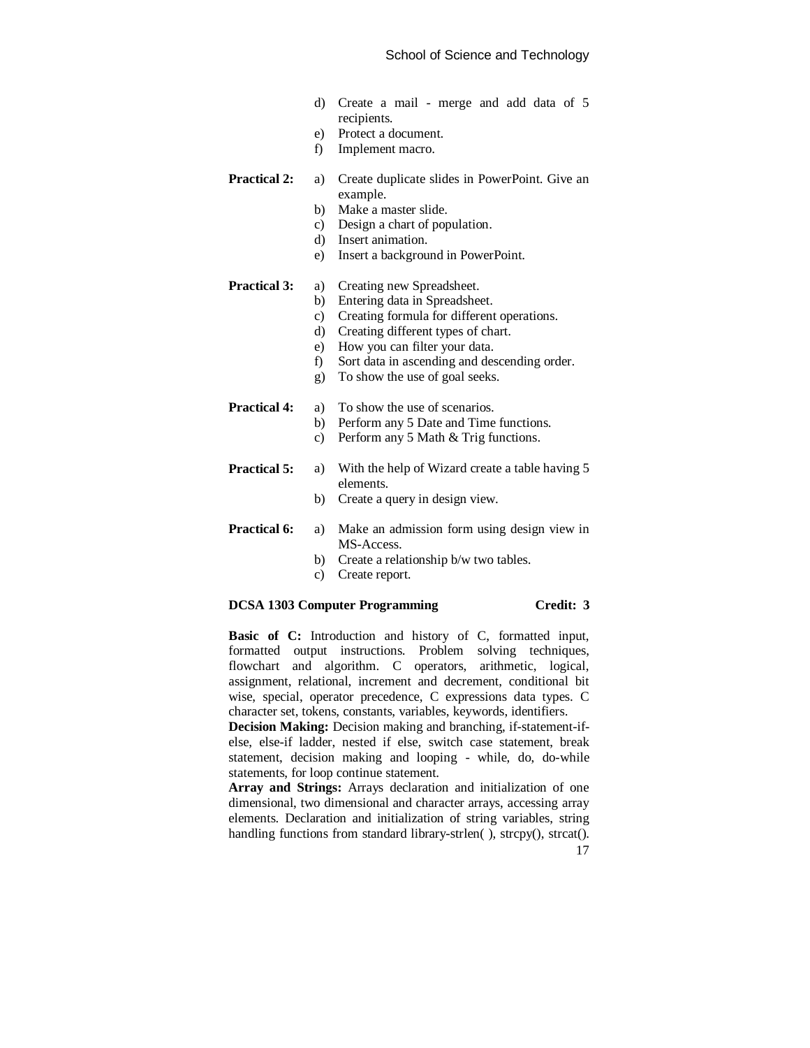d) Create a mail - merge and add data of 5 recipients.
e) Protect a document.
f) Implement macro.

**Practical 2:**
a) Create duplicate slides in PowerPoint. Give an example.
b) Make a master slide.
c) Design a chart of population.
d) Insert animation.
e) Insert a background in PowerPoint.

**Practical 3:**
a) Creating new Spreadsheet.
b) Entering data in Spreadsheet.
c) Creating formula for different operations.
d) Creating different types of chart.
e) How you can filter your data.
f) Sort data in ascending and descending order.
g) To show the use of goal seeks.

**Practical 4:**
a) To show the use of scenarios.
b) Perform any 5 Date and Time functions.
c) Perform any 5 Math & Trig functions.

**Practical 5:**
a) With the help of Wizard create a table having 5 elements.
b) Create a query in design view.

**Practical 6:**
a) Make an admission form using design view in MS-Access.
b) Create a relationship b/w two tables.
c) Create report.

**DCSA 1303 Computer Programming — Credit: 3**

**Basic of C:** Introduction and history of C, formatted input, formatted output instructions. Problem solving techniques, flowchart and algorithm. C operators, arithmetic, logical, assignment, relational, increment and decrement, conditional bit wise, special, operator precedence, C expressions data types. C character set, tokens, constants, variables, keywords, identifiers.
**Decision Making:** Decision making and branching, if-statement-if-else, else-if ladder, nested if else, switch case statement, break statement, decision making and looping - while, do, do-while statements, for loop continue statement.
**Array and Strings:** Arrays declaration and initialization of one dimensional, two dimensional and character arrays, accessing array elements. Declaration and initialization of string variables, string handling functions from standard library-strlen( ), strcpy(), strcat().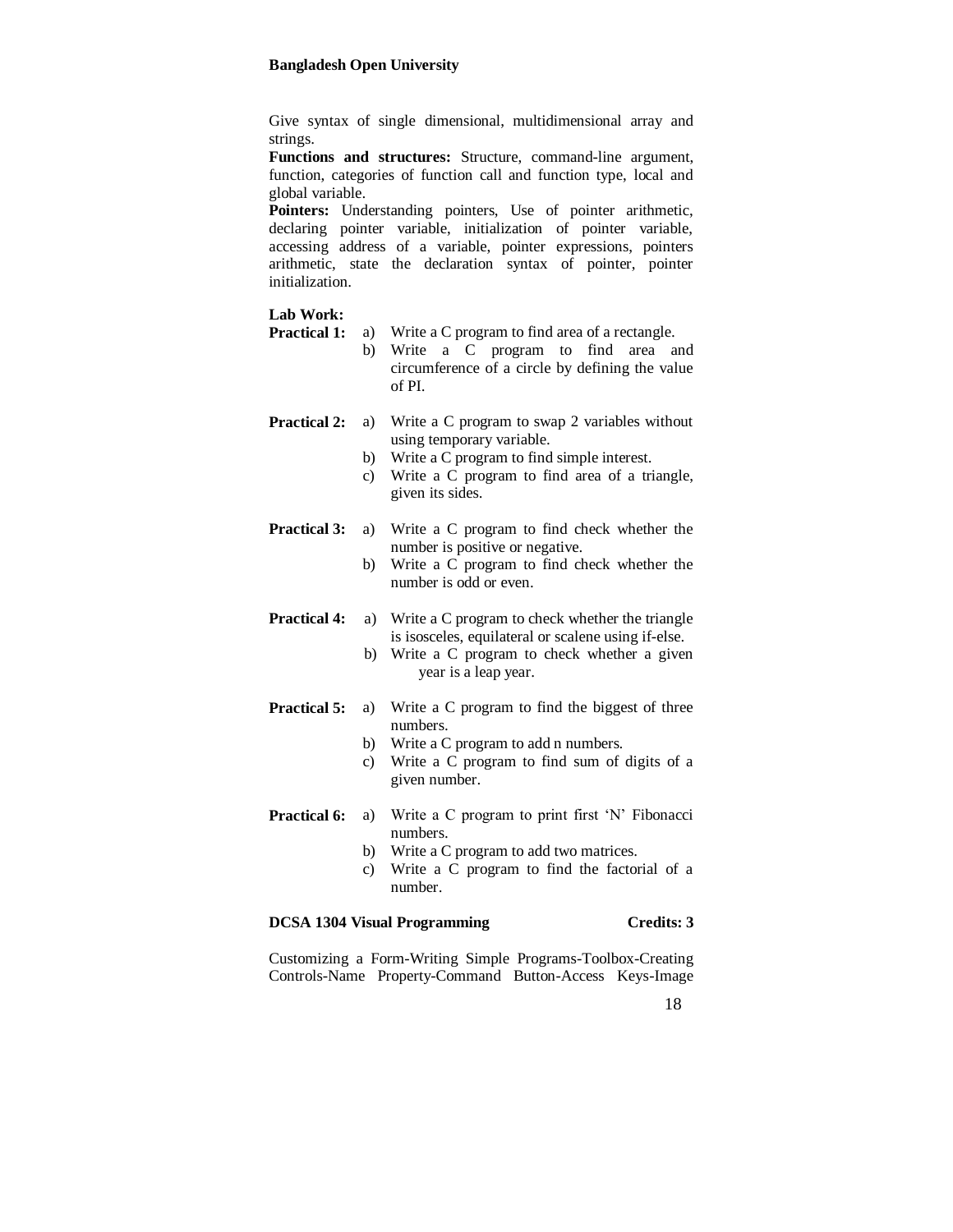Give syntax of single dimensional, multidimensional array and strings.

**Functions and structures:** Structure, command-line argument, function, categories of function call and function type, local and global variable.

**Pointers:** Understanding pointers, Use of pointer arithmetic, declaring pointer variable, initialization of pointer variable, accessing address of a variable, pointer expressions, pointers arithmetic, state the declaration syntax of pointer, pointer initialization.

**Lab Work:**

**Practical 1:**
- a) Write a C program to find area of a rectangle.
- b) Write a C program to find area and circumference of a circle by defining the value of PI.

**Practical 2:**
- a) Write a C program to swap 2 variables without using temporary variable.
- b) Write a C program to find simple interest.
- c) Write a C program to find area of a triangle, given its sides.

**Practical 3:**
- a) Write a C program to find check whether the number is positive or negative.
- b) Write a C program to find check whether the number is odd or even.

**Practical 4:**
- a) Write a C program to check whether the triangle is isosceles, equilateral or scalene using if-else.
- b) Write a C program to check whether a given year is a leap year.

**Practical 5:**
- a) Write a C program to find the biggest of three numbers.
- b) Write a C program to add n numbers.
- c) Write a C program to find sum of digits of a given number.

**Practical 6:**
- a) Write a C program to print first 'N' Fibonacci numbers.
- b) Write a C program to add two matrices.
- c) Write a C program to find the factorial of a number.

**DCSA 1304 Visual Programming Credits: 3**

Customizing a Form-Writing Simple Programs-Toolbox-Creating Controls-Name Property-Command Button-Access Keys-Image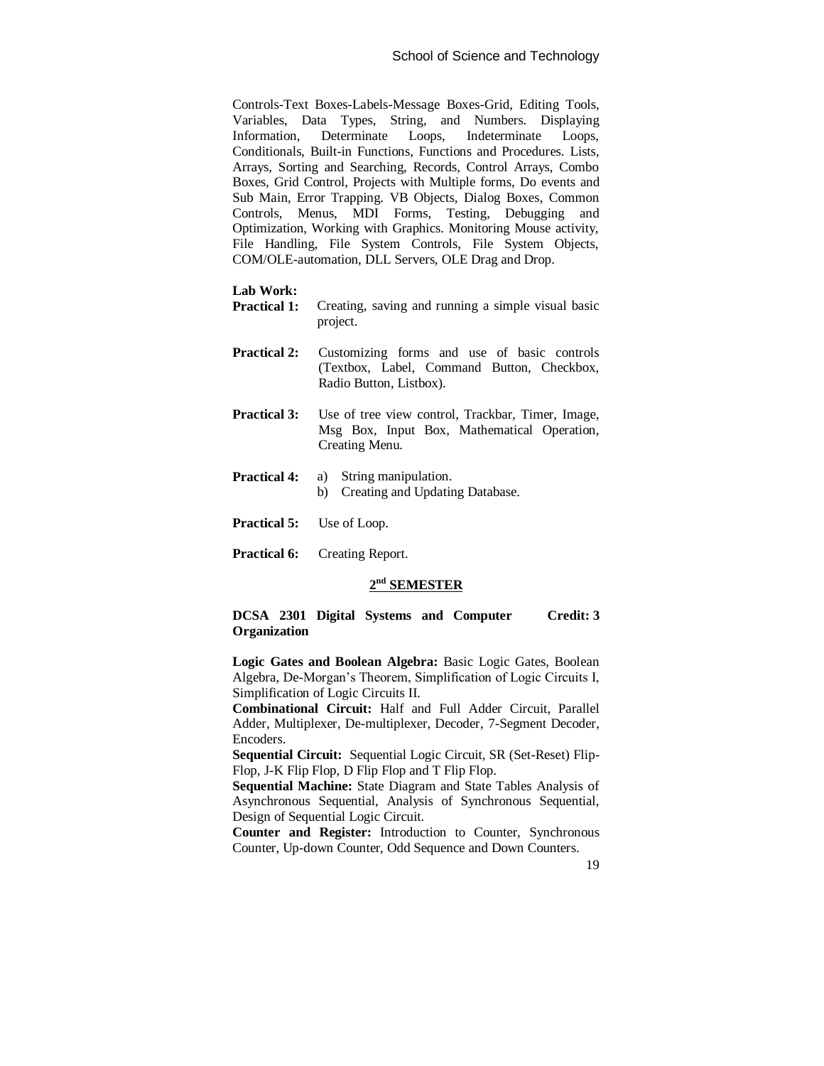Controls-Text Boxes-Labels-Message Boxes-Grid, Editing Tools, Variables, Data Types, String, and Numbers. Displaying Information, Determinate Loops, Indeterminate Loops, Conditionals, Built-in Functions, Functions and Procedures. Lists, Arrays, Sorting and Searching, Records, Control Arrays, Combo Boxes, Grid Control, Projects with Multiple forms, Do events and Sub Main, Error Trapping. VB Objects, Dialog Boxes, Common Controls, Menus, MDI Forms, Testing, Debugging and Optimization, Working with Graphics. Monitoring Mouse activity, File Handling, File System Controls, File System Objects, COM/OLE-automation, DLL Servers, OLE Drag and Drop.

**Lab Work:**

**Practical 1:** Creating, saving and running a simple visual basic project.

**Practical 2:** Customizing forms and use of basic controls (Textbox, Label, Command Button, Checkbox, Radio Button, Listbox).

**Practical 3:** Use of tree view control, Trackbar, Timer, Image, Msg Box, Input Box, Mathematical Operation, Creating Menu.

**Practical 4:**
a) String manipulation.
b) Creating and Updating Database.

**Practical 5:** Use of Loop.

**Practical 6:** Creating Report.

## 2nd SEMESTER

### DCSA 2301 Digital Systems and Computer Organization — Credit: 3

**Logic Gates and Boolean Algebra:** Basic Logic Gates, Boolean Algebra, De-Morgan's Theorem, Simplification of Logic Circuits I, Simplification of Logic Circuits II.

**Combinational Circuit:** Half and Full Adder Circuit, Parallel Adder, Multiplexer, De-multiplexer, Decoder, 7-Segment Decoder, Encoders.

**Sequential Circuit:** Sequential Logic Circuit, SR (Set-Reset) Flip-Flop, J-K Flip Flop, D Flip Flop and T Flip Flop.

**Sequential Machine:** State Diagram and State Tables Analysis of Asynchronous Sequential, Analysis of Synchronous Sequential, Design of Sequential Logic Circuit.

**Counter and Register:** Introduction to Counter, Synchronous Counter, Up-down Counter, Odd Sequence and Down Counters.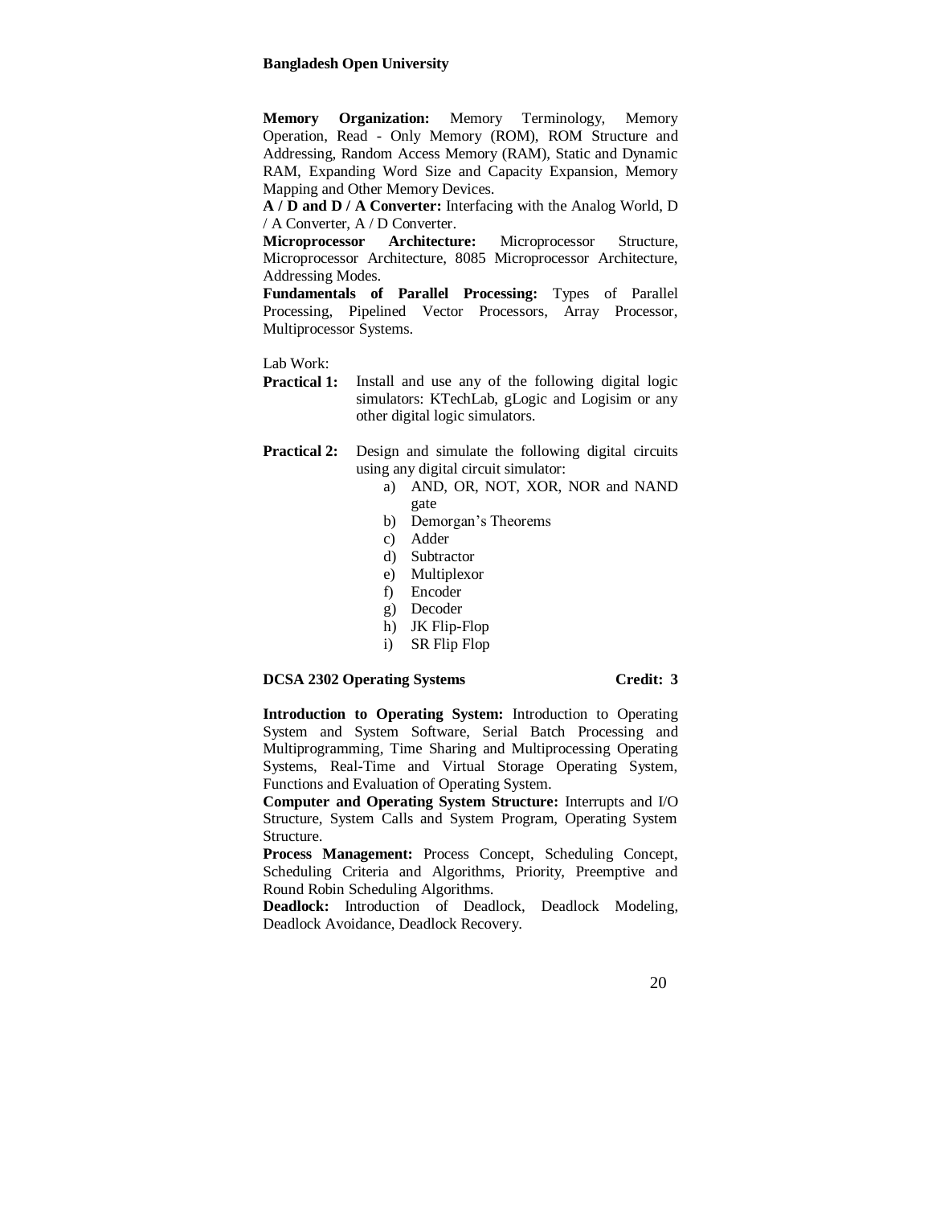**Memory Organization:** Memory Terminology, Memory Operation, Read - Only Memory (ROM), ROM Structure and Addressing, Random Access Memory (RAM), Static and Dynamic RAM, Expanding Word Size and Capacity Expansion, Memory Mapping and Other Memory Devices.

**A / D and D / A Converter:** Interfacing with the Analog World, D / A Converter, A / D Converter.

**Microprocessor Architecture:** Microprocessor Structure, Microprocessor Architecture, 8085 Microprocessor Architecture, Addressing Modes.

**Fundamentals of Parallel Processing:** Types of Parallel Processing, Pipelined Vector Processors, Array Processor, Multiprocessor Systems.

Lab Work:

**Practical 1:** Install and use any of the following digital logic simulators: KTechLab, gLogic and Logisim or any other digital logic simulators.

**Practical 2:** Design and simulate the following digital circuits using any digital circuit simulator:

a) AND, OR, NOT, XOR, NOR and NAND gate
b) Demorgan's Theorems
c) Adder
d) Subtractor
e) Multiplexor
f) Encoder
g) Decoder
h) JK Flip-Flop
i) SR Flip Flop

### DCSA 2302 Operating Systems — Credit: 3

**Introduction to Operating System:** Introduction to Operating System and System Software, Serial Batch Processing and Multiprogramming, Time Sharing and Multiprocessing Operating Systems, Real-Time and Virtual Storage Operating System, Functions and Evaluation of Operating System.

**Computer and Operating System Structure:** Interrupts and I/O Structure, System Calls and System Program, Operating System Structure.

**Process Management:** Process Concept, Scheduling Concept, Scheduling Criteria and Algorithms, Priority, Preemptive and Round Robin Scheduling Algorithms.

**Deadlock:** Introduction of Deadlock, Deadlock Modeling, Deadlock Avoidance, Deadlock Recovery.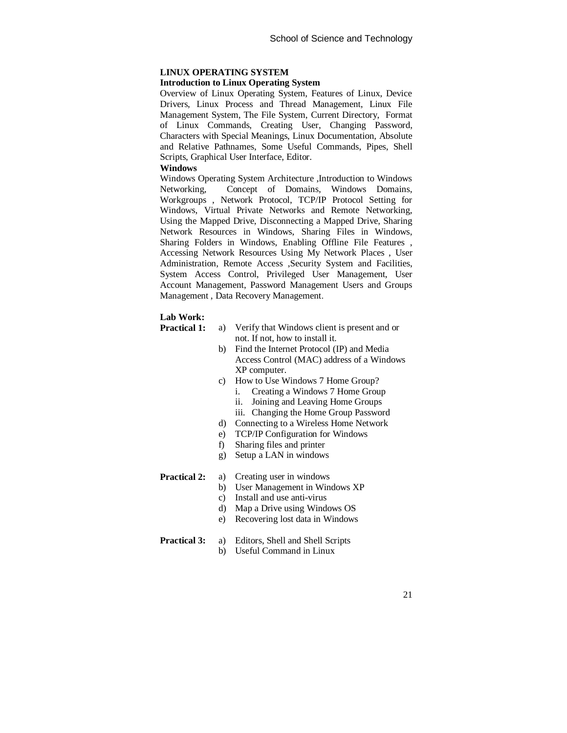## LINUX OPERATING SYSTEM

### Introduction to Linux Operating System

Overview of Linux Operating System, Features of Linux, Device Drivers, Linux Process and Thread Management, Linux File Management System, The File System, Current Directory, Format of Linux Commands, Creating User, Changing Password, Characters with Special Meanings, Linux Documentation, Absolute and Relative Pathnames, Some Useful Commands, Pipes, Shell Scripts, Graphical User Interface, Editor.

### Windows

Windows Operating System Architecture ,Introduction to Windows Networking, Concept of Domains, Windows Domains, Workgroups , Network Protocol, TCP/IP Protocol Setting for Windows, Virtual Private Networks and Remote Networking, Using the Mapped Drive, Disconnecting a Mapped Drive, Sharing Network Resources in Windows, Sharing Files in Windows, Sharing Folders in Windows, Enabling Offline File Features , Accessing Network Resources Using My Network Places , User Administration, Remote Access ,Security System and Facilities, System Access Control, Privileged User Management, User Account Management, Password Management Users and Groups Management , Data Recovery Management.

**Lab Work:**

**Practical 1:**

a) Verify that Windows client is present and or not. If not, how to install it.
b) Find the Internet Protocol (IP) and Media Access Control (MAC) address of a Windows XP computer.
c) How to Use Windows 7 Home Group?
   i. Creating a Windows 7 Home Group
   ii. Joining and Leaving Home Groups
   iii. Changing the Home Group Password
d) Connecting to a Wireless Home Network
e) TCP/IP Configuration for Windows
f) Sharing files and printer
g) Setup a LAN in windows

**Practical 2:**

a) Creating user in windows
b) User Management in Windows XP
c) Install and use anti-virus
d) Map a Drive using Windows OS
e) Recovering lost data in Windows

**Practical 3:**

a) Editors, Shell and Shell Scripts
b) Useful Command in Linux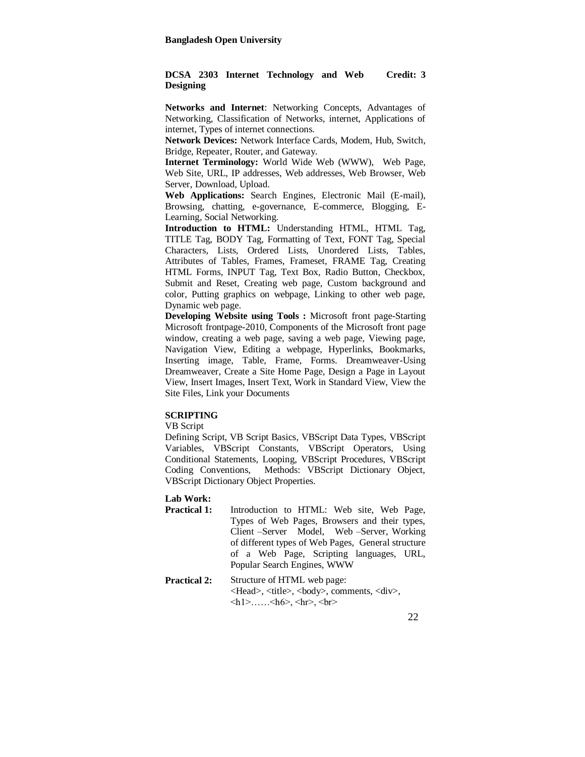**Bangladesh Open University**

**DCSA 2303 Internet Technology and Web Designing** **Credit: 3**

**Networks and Internet**: Networking Concepts, Advantages of Networking, Classification of Networks, internet, Applications of internet, Types of internet connections.

**Network Devices:** Network Interface Cards, Modem, Hub, Switch, Bridge, Repeater, Router, and Gateway.

**Internet Terminology:** World Wide Web (WWW), Web Page, Web Site, URL, IP addresses, Web addresses, Web Browser, Web Server, Download, Upload.

**Web Applications:** Search Engines, Electronic Mail (E-mail), Browsing, chatting, e-governance, E-commerce, Blogging, E-Learning, Social Networking.

**Introduction to HTML:** Understanding HTML, HTML Tag, TITLE Tag, BODY Tag, Formatting of Text, FONT Tag, Special Characters, Lists, Ordered Lists, Unordered Lists, Tables, Attributes of Tables, Frames, Frameset, FRAME Tag, Creating HTML Forms, INPUT Tag, Text Box, Radio Button, Checkbox, Submit and Reset, Creating web page, Custom background and color, Putting graphics on webpage, Linking to other web page, Dynamic web page.

**Developing Website using Tools :** Microsoft front page-Starting Microsoft frontpage-2010, Components of the Microsoft front page window, creating a web page, saving a web page, Viewing page, Navigation View, Editing a webpage, Hyperlinks, Bookmarks, Inserting image, Table, Frame, Forms. Dreamweaver-Using Dreamweaver, Create a Site Home Page, Design a Page in Layout View, Insert Images, Insert Text, Work in Standard View, View the Site Files, Link your Documents

**SCRIPTING**

VB Script

Defining Script, VB Script Basics, VBScript Data Types, VBScript Variables, VBScript Constants, VBScript Operators, Using Conditional Statements, Looping, VBScript Procedures, VBScript Coding Conventions, Methods: VBScript Dictionary Object, VBScript Dictionary Object Properties.

**Lab Work:**

**Practical 1:** Introduction to HTML: Web site, Web Page, Types of Web Pages, Browsers and their types, Client –Server Model, Web –Server, Working of different types of Web Pages, General structure of a Web Page, Scripting languages, URL, Popular Search Engines, WWW

**Practical 2:** Structure of HTML web page: <Head>, <title>, <body>, comments, <div>, <h1>……<h6>, <hr>, <br>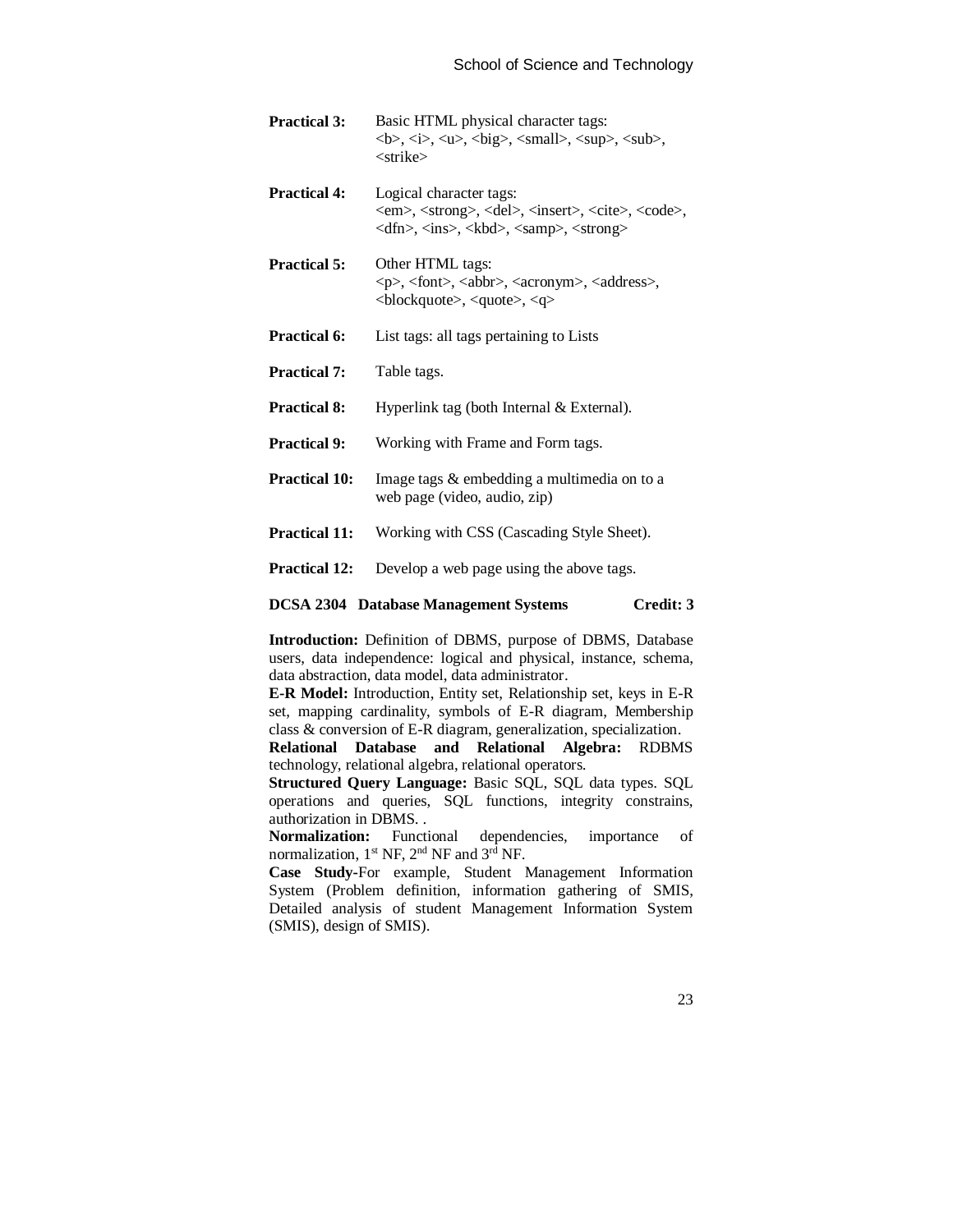**Practical 3:** Basic HTML physical character tags: <b>, <i>, <u>, <big>, <small>, <sup>, <sub>, <strike>

**Practical 4:** Logical character tags: <em>, <strong>, <del>, <insert>, <cite>, <code>, <dfn>, <ins>, <kbd>, <samp>, <strong>

**Practical 5:** Other HTML tags: <p>, <font>, <abbr>, <acronym>, <address>, <blockquote>, <quote>, <q>

**Practical 6:** List tags: all tags pertaining to Lists

**Practical 7:** Table tags.

**Practical 8:** Hyperlink tag (both Internal & External).

**Practical 9:** Working with Frame and Form tags.

**Practical 10:** Image tags & embedding a multimedia on to a web page (video, audio, zip)

**Practical 11:** Working with CSS (Cascading Style Sheet).

**Practical 12:** Develop a web page using the above tags.

### DCSA 2304 Database Management Systems — Credit: 3

**Introduction:** Definition of DBMS, purpose of DBMS, Database users, data independence: logical and physical, instance, schema, data abstraction, data model, data administrator.

**E-R Model:** Introduction, Entity set, Relationship set, keys in E-R set, mapping cardinality, symbols of E-R diagram, Membership class & conversion of E-R diagram, generalization, specialization.

**Relational Database and Relational Algebra:** RDBMS technology, relational algebra, relational operators.

**Structured Query Language:** Basic SQL, SQL data types. SQL operations and queries, SQL functions, integrity constrains, authorization in DBMS. .

**Normalization:** Functional dependencies, importance of normalization, 1st NF, 2nd NF and 3rd NF.

**Case Study**-For example, Student Management Information System (Problem definition, information gathering of SMIS, Detailed analysis of student Management Information System (SMIS), design of SMIS).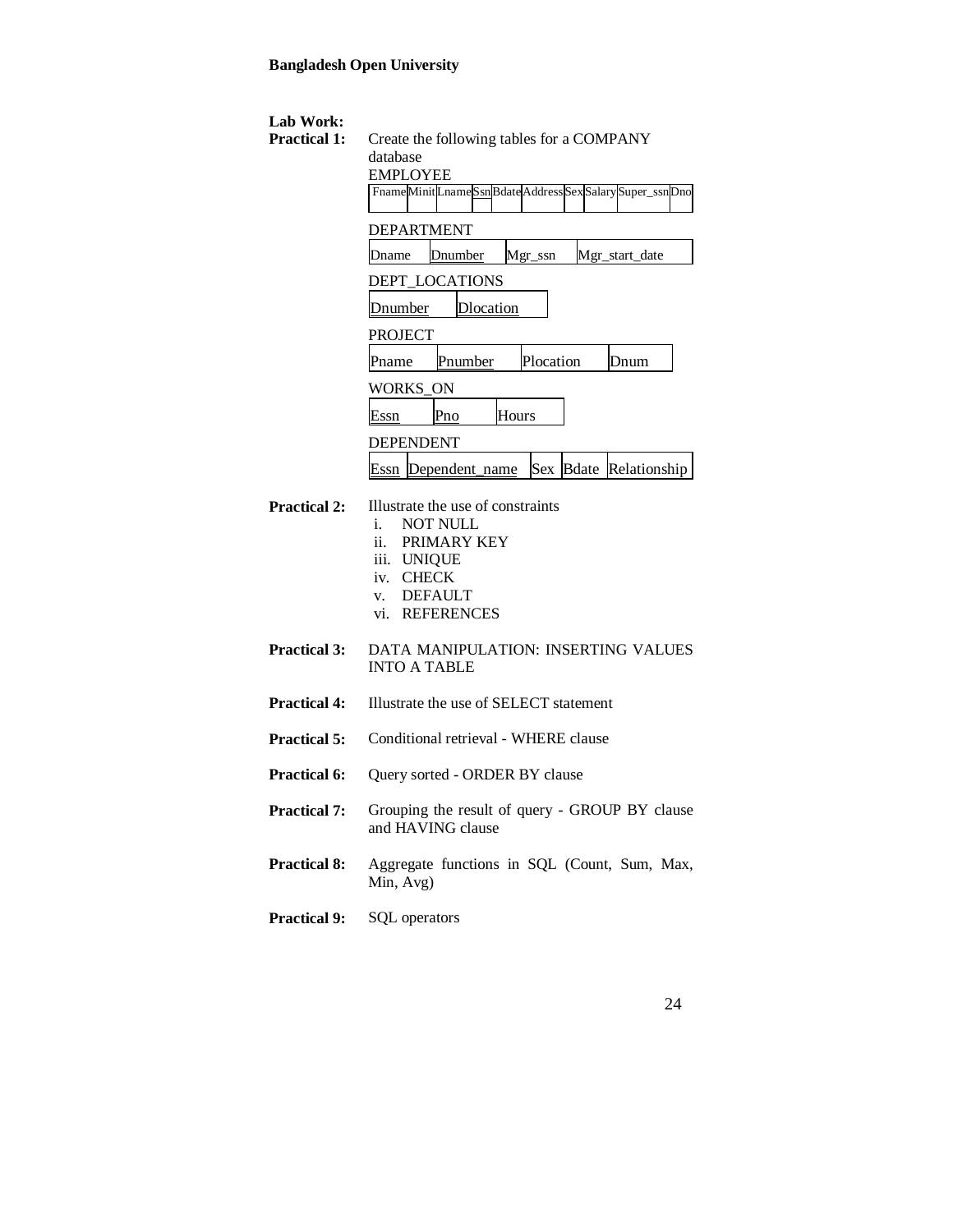**Lab Work:**

**Practical 1:** Create the following tables for a COMPANY database

EMPLOYEE

| Fname | Minit | Lname | Ssn | Bdate | Address | Sex | Salary | Super_ssn | Dno |
|---|---|---|---|---|---|---|---|---|---|
| | | | | | | | | | |

DEPARTMENT

| Dname | Dnumber | Mgr_ssn | Mgr_start_date |
|---|---|---|---|

DEPT_LOCATIONS

| Dnumber | Dlocation |
|---|---|

PROJECT

| Pname | Pnumber | Plocation | Dnum |
|---|---|---|---|

WORKS_ON

| Essn | Pno | Hours |
|---|---|---|

DEPENDENT

| Essn | Dependent_name | Sex | Bdate | Relationship |
|---|---|---|---|---|

**Practical 2:** Illustrate the use of constraints

i. NOT NULL
ii. PRIMARY KEY
iii. UNIQUE
iv. CHECK
v. DEFAULT
vi. REFERENCES

**Practical 3:** DATA MANIPULATION: INSERTING VALUES INTO A TABLE

**Practical 4:** Illustrate the use of SELECT statement

**Practical 5:** Conditional retrieval - WHERE clause

**Practical 6:** Query sorted - ORDER BY clause

**Practical 7:** Grouping the result of query - GROUP BY clause and HAVING clause

**Practical 8:** Aggregate functions in SQL (Count, Sum, Max, Min, Avg)

**Practical 9:** SQL operators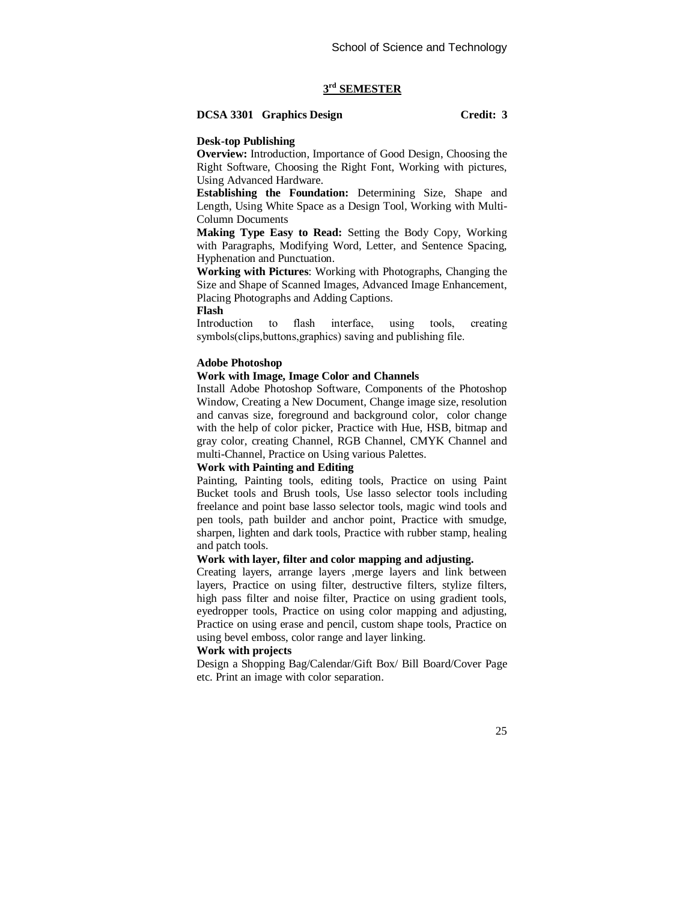## 3rd SEMESTER

**DCSA 3301 Graphics Design** **Credit: 3**

**Desk-top Publishing**

**Overview:** Introduction, Importance of Good Design, Choosing the Right Software, Choosing the Right Font, Working with pictures, Using Advanced Hardware.

**Establishing the Foundation:** Determining Size, Shape and Length, Using White Space as a Design Tool, Working with Multi-Column Documents

**Making Type Easy to Read:** Setting the Body Copy, Working with Paragraphs, Modifying Word, Letter, and Sentence Spacing, Hyphenation and Punctuation.

**Working with Pictures**: Working with Photographs, Changing the Size and Shape of Scanned Images, Advanced Image Enhancement, Placing Photographs and Adding Captions.

**Flash**

Introduction to flash interface, using tools, creating symbols(clips,buttons,graphics) saving and publishing file.

**Adobe Photoshop**

**Work with Image, Image Color and Channels**

Install Adobe Photoshop Software, Components of the Photoshop Window, Creating a New Document, Change image size, resolution and canvas size, foreground and background color, color change with the help of color picker, Practice with Hue, HSB, bitmap and gray color, creating Channel, RGB Channel, CMYK Channel and multi-Channel, Practice on Using various Palettes.

**Work with Painting and Editing**

Painting, Painting tools, editing tools, Practice on using Paint Bucket tools and Brush tools, Use lasso selector tools including freelance and point base lasso selector tools, magic wind tools and pen tools, path builder and anchor point, Practice with smudge, sharpen, lighten and dark tools, Practice with rubber stamp, healing and patch tools.

**Work with layer, filter and color mapping and adjusting.**

Creating layers, arrange layers ,merge layers and link between layers, Practice on using filter, destructive filters, stylize filters, high pass filter and noise filter, Practice on using gradient tools, eyedropper tools, Practice on using color mapping and adjusting, Practice on using erase and pencil, custom shape tools, Practice on using bevel emboss, color range and layer linking.

**Work with projects**

Design a Shopping Bag/Calendar/Gift Box/ Bill Board/Cover Page etc. Print an image with color separation.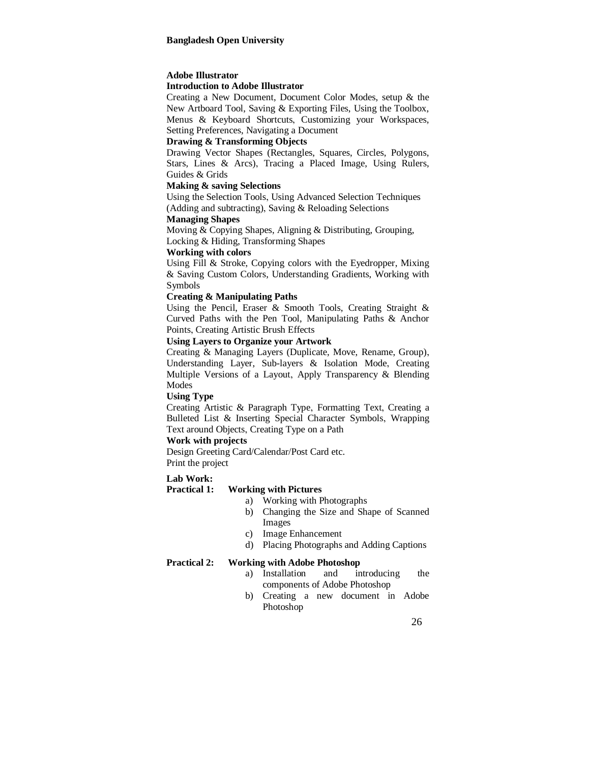## Adobe Illustrator

### Introduction to Adobe Illustrator

Creating a New Document, Document Color Modes, setup & the New Artboard Tool, Saving & Exporting Files, Using the Toolbox, Menus & Keyboard Shortcuts, Customizing your Workspaces, Setting Preferences, Navigating a Document

### Drawing & Transforming Objects

Drawing Vector Shapes (Rectangles, Squares, Circles, Polygons, Stars, Lines & Arcs), Tracing a Placed Image, Using Rulers, Guides & Grids

### Making & saving Selections

Using the Selection Tools, Using Advanced Selection Techniques (Adding and subtracting), Saving & Reloading Selections

### Managing Shapes

Moving & Copying Shapes, Aligning & Distributing, Grouping, Locking & Hiding, Transforming Shapes

### Working with colors

Using Fill & Stroke, Copying colors with the Eyedropper, Mixing & Saving Custom Colors, Understanding Gradients, Working with Symbols

### Creating & Manipulating Paths

Using the Pencil, Eraser & Smooth Tools, Creating Straight & Curved Paths with the Pen Tool, Manipulating Paths & Anchor Points, Creating Artistic Brush Effects

### Using Layers to Organize your Artwork

Creating & Managing Layers (Duplicate, Move, Rename, Group), Understanding Layer, Sub-layers & Isolation Mode, Creating Multiple Versions of a Layout, Apply Transparency & Blending Modes

### Using Type

Creating Artistic & Paragraph Type, Formatting Text, Creating a Bulleted List & Inserting Special Character Symbols, Wrapping Text around Objects, Creating Type on a Path

### Work with projects

Design Greeting Card/Calendar/Post Card etc.
Print the project

**Lab Work:**

**Practical 1: Working with Pictures**

a) Working with Photographs
b) Changing the Size and Shape of Scanned Images
c) Image Enhancement
d) Placing Photographs and Adding Captions

**Practical 2: Working with Adobe Photoshop**

a) Installation and introducing the components of Adobe Photoshop
b) Creating a new document in Adobe Photoshop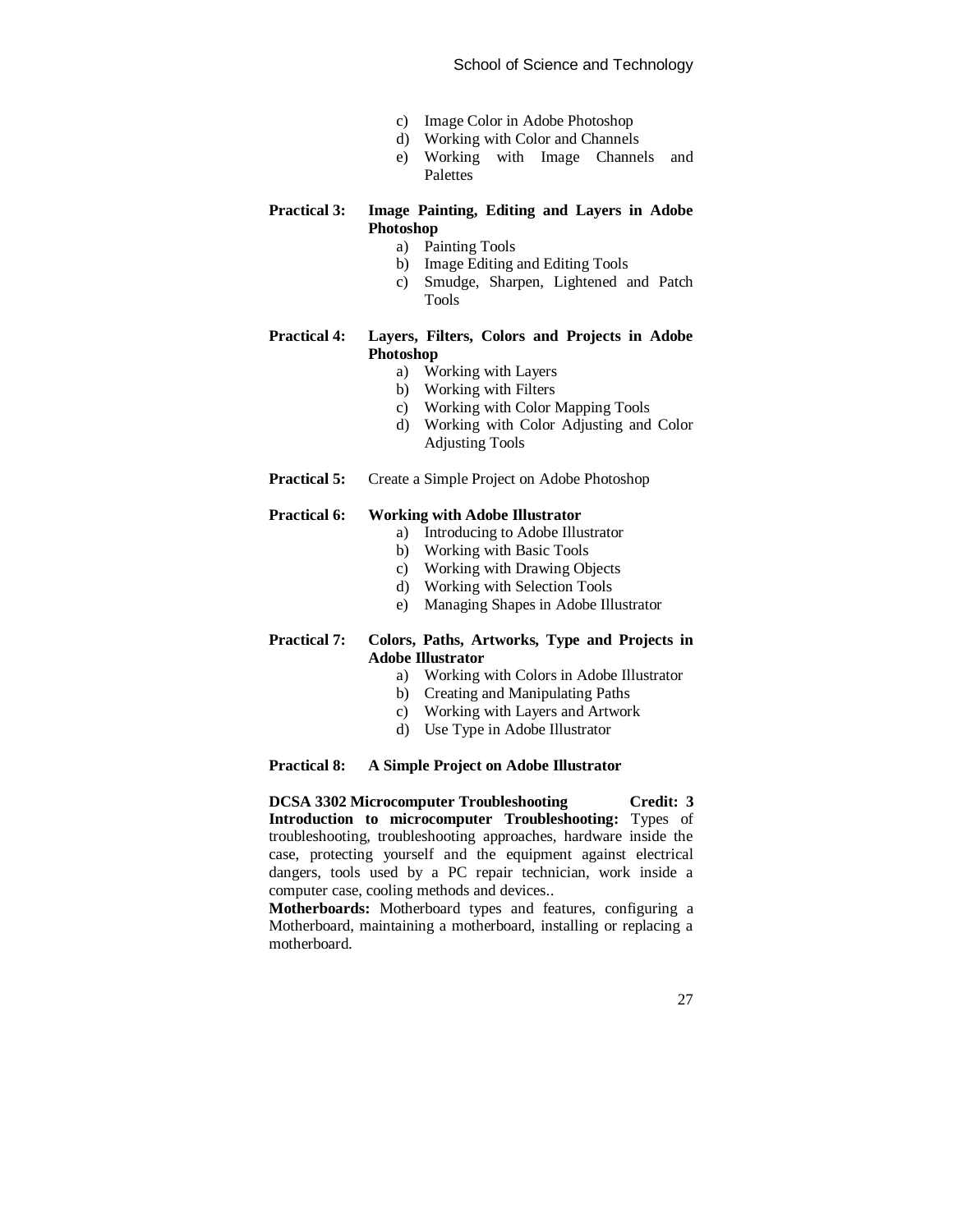c) Image Color in Adobe Photoshop
d) Working with Color and Channels
e) Working with Image Channels and Palettes

**Practical 3: Image Painting, Editing and Layers in Adobe Photoshop**

a) Painting Tools
b) Image Editing and Editing Tools
c) Smudge, Sharpen, Lightened and Patch Tools

**Practical 4: Layers, Filters, Colors and Projects in Adobe Photoshop**

a) Working with Layers
b) Working with Filters
c) Working with Color Mapping Tools
d) Working with Color Adjusting and Color Adjusting Tools

**Practical 5:** Create a Simple Project on Adobe Photoshop

**Practical 6: Working with Adobe Illustrator**

a) Introducing to Adobe Illustrator
b) Working with Basic Tools
c) Working with Drawing Objects
d) Working with Selection Tools
e) Managing Shapes in Adobe Illustrator

**Practical 7: Colors, Paths, Artworks, Type and Projects in Adobe Illustrator**

a) Working with Colors in Adobe Illustrator
b) Creating and Manipulating Paths
c) Working with Layers and Artwork
d) Use Type in Adobe Illustrator

**Practical 8: A Simple Project on Adobe Illustrator**

**DCSA 3302 Microcomputer Troubleshooting Credit: 3**

**Introduction to microcomputer Troubleshooting:** Types of troubleshooting, troubleshooting approaches, hardware inside the case, protecting yourself and the equipment against electrical dangers, tools used by a PC repair technician, work inside a computer case, cooling methods and devices..

**Motherboards:** Motherboard types and features, configuring a Motherboard, maintaining a motherboard, installing or replacing a motherboard.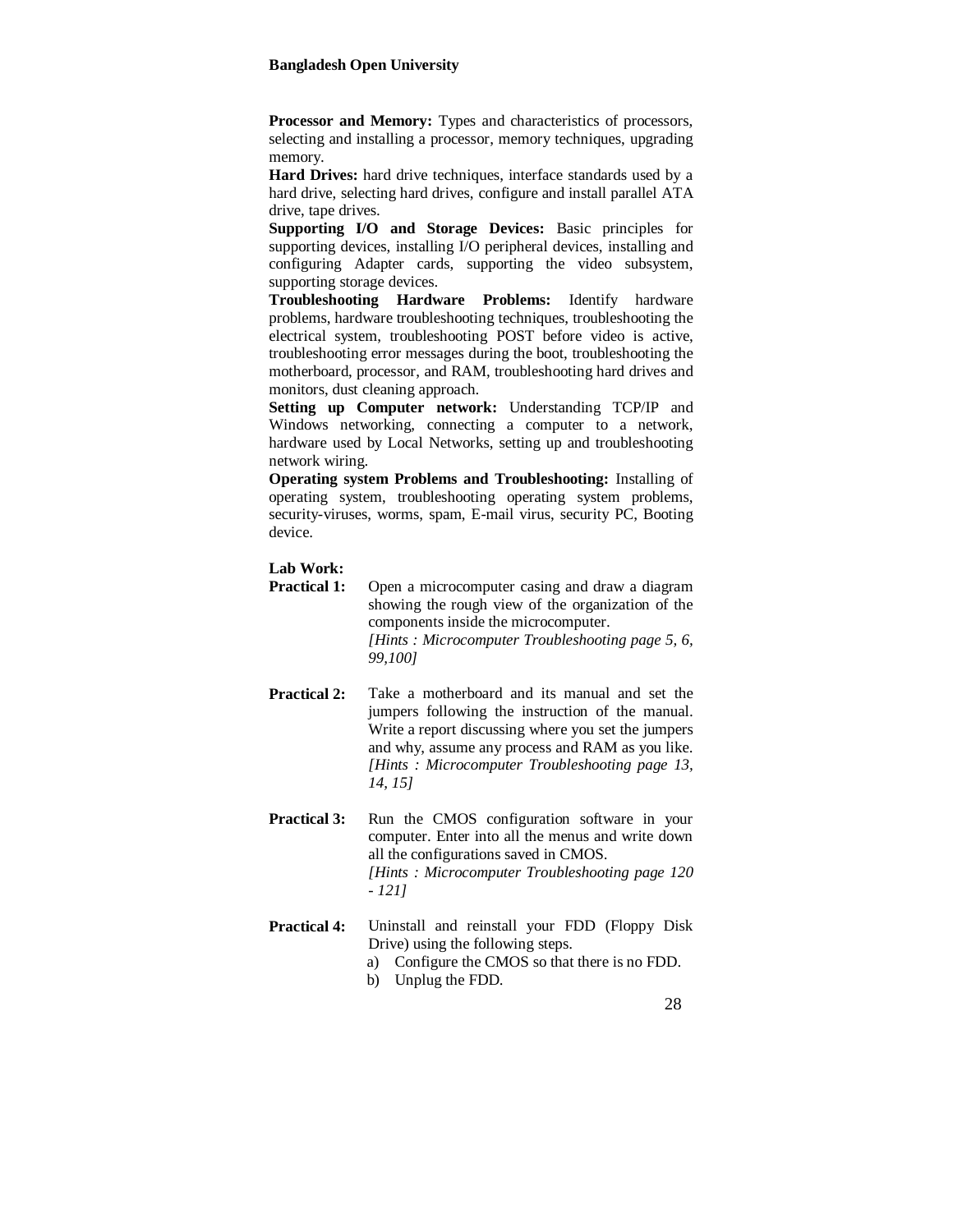**Processor and Memory:** Types and characteristics of processors, selecting and installing a processor, memory techniques, upgrading memory.

**Hard Drives:** hard drive techniques, interface standards used by a hard drive, selecting hard drives, configure and install parallel ATA drive, tape drives.

**Supporting I/O and Storage Devices:** Basic principles for supporting devices, installing I/O peripheral devices, installing and configuring Adapter cards, supporting the video subsystem, supporting storage devices.

**Troubleshooting Hardware Problems:** Identify hardware problems, hardware troubleshooting techniques, troubleshooting the electrical system, troubleshooting POST before video is active, troubleshooting error messages during the boot, troubleshooting the motherboard, processor, and RAM, troubleshooting hard drives and monitors, dust cleaning approach.

**Setting up Computer network:** Understanding TCP/IP and Windows networking, connecting a computer to a network, hardware used by Local Networks, setting up and troubleshooting network wiring.

**Operating system Problems and Troubleshooting:** Installing of operating system, troubleshooting operating system problems, security-viruses, worms, spam, E-mail virus, security PC, Booting device.

**Lab Work:**

**Practical 1:** Open a microcomputer casing and draw a diagram showing the rough view of the organization of the components inside the microcomputer.
*[Hints : Microcomputer Troubleshooting page 5, 6, 99,100]*

**Practical 2:** Take a motherboard and its manual and set the jumpers following the instruction of the manual. Write a report discussing where you set the jumpers and why, assume any process and RAM as you like.
*[Hints : Microcomputer Troubleshooting page 13, 14, 15]*

**Practical 3:** Run the CMOS configuration software in your computer. Enter into all the menus and write down all the configurations saved in CMOS.
*[Hints : Microcomputer Troubleshooting page 120 - 121]*

**Practical 4:** Uninstall and reinstall your FDD (Floppy Disk Drive) using the following steps.

a) Configure the CMOS so that there is no FDD.
b) Unplug the FDD.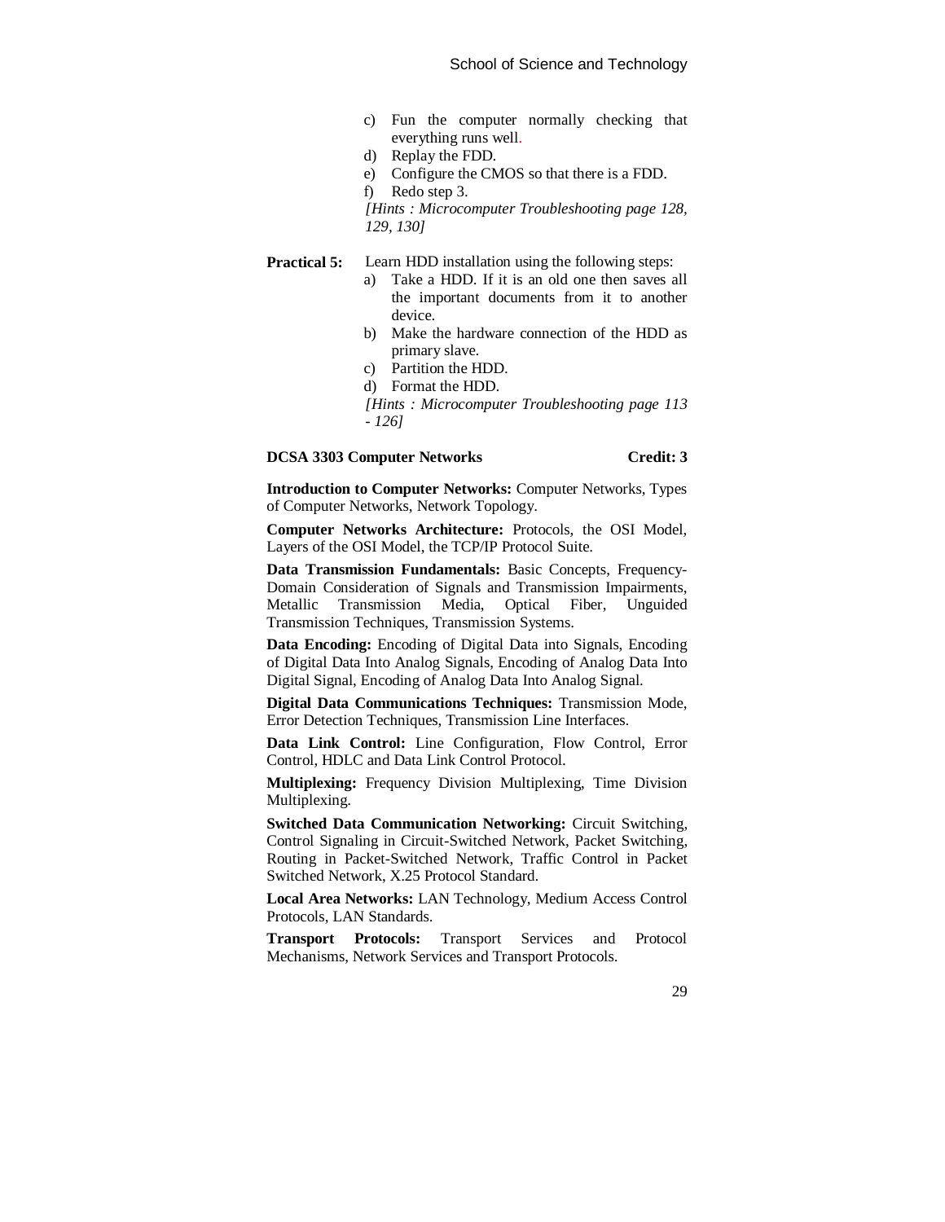c) Fun the computer normally checking that everything runs well.
d) Replay the FDD.
e) Configure the CMOS so that there is a FDD.
f) Redo step 3.

*[Hints : Microcomputer Troubleshooting page 128, 129, 130]*

**Practical 5:** Learn HDD installation using the following steps:

a) Take a HDD. If it is an old one then saves all the important documents from it to another device.
b) Make the hardware connection of the HDD as primary slave.
c) Partition the HDD.
d) Format the HDD.

*[Hints : Microcomputer Troubleshooting page 113 - 126]*

**DCSA 3303 Computer Networks** **Credit: 3**

**Introduction to Computer Networks:** Computer Networks, Types of Computer Networks, Network Topology.

**Computer Networks Architecture:** Protocols, the OSI Model, Layers of the OSI Model, the TCP/IP Protocol Suite.

**Data Transmission Fundamentals:** Basic Concepts, Frequency-Domain Consideration of Signals and Transmission Impairments, Metallic Transmission Media, Optical Fiber, Unguided Transmission Techniques, Transmission Systems.

**Data Encoding:** Encoding of Digital Data into Signals, Encoding of Digital Data Into Analog Signals, Encoding of Analog Data Into Digital Signal, Encoding of Analog Data Into Analog Signal.

**Digital Data Communications Techniques:** Transmission Mode, Error Detection Techniques, Transmission Line Interfaces.

**Data Link Control:** Line Configuration, Flow Control, Error Control, HDLC and Data Link Control Protocol.

**Multiplexing:** Frequency Division Multiplexing, Time Division Multiplexing.

**Switched Data Communication Networking:** Circuit Switching, Control Signaling in Circuit-Switched Network, Packet Switching, Routing in Packet-Switched Network, Traffic Control in Packet Switched Network, X.25 Protocol Standard.

**Local Area Networks:** LAN Technology, Medium Access Control Protocols, LAN Standards.

**Transport Protocols:** Transport Services and Protocol Mechanisms, Network Services and Transport Protocols.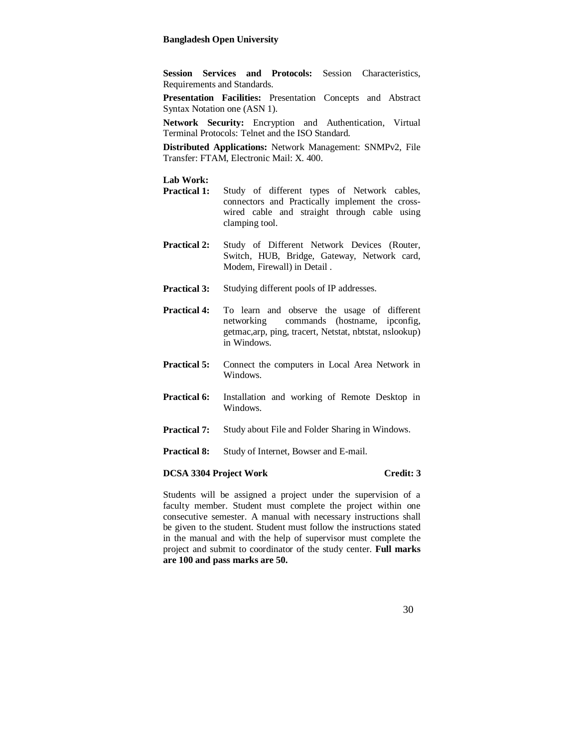**Session Services and Protocols:** Session Characteristics, Requirements and Standards.

**Presentation Facilities:** Presentation Concepts and Abstract Syntax Notation one (ASN 1).

**Network Security:** Encryption and Authentication, Virtual Terminal Protocols: Telnet and the ISO Standard.

**Distributed Applications:** Network Management: SNMPv2, File Transfer: FTAM, Electronic Mail: X. 400.

**Lab Work:**

**Practical 1:** Study of different types of Network cables, connectors and Practically implement the cross-wired cable and straight through cable using clamping tool.

**Practical 2:** Study of Different Network Devices (Router, Switch, HUB, Bridge, Gateway, Network card, Modem, Firewall) in Detail .

**Practical 3:** Studying different pools of IP addresses.

**Practical 4:** To learn and observe the usage of different networking commands (hostname, ipconfig, getmac,arp, ping, tracert, Netstat, nbtstat, nslookup) in Windows.

**Practical 5:** Connect the computers in Local Area Network in Windows.

**Practical 6:** Installation and working of Remote Desktop in Windows.

**Practical 7:** Study about File and Folder Sharing in Windows.

**Practical 8:** Study of Internet, Bowser and E-mail.

### DCSA 3304 Project Work — Credit: 3

Students will be assigned a project under the supervision of a faculty member. Student must complete the project within one consecutive semester. A manual with necessary instructions shall be given to the student. Student must follow the instructions stated in the manual and with the help of supervisor must complete the project and submit to coordinator of the study center. **Full marks are 100 and pass marks are 50.**